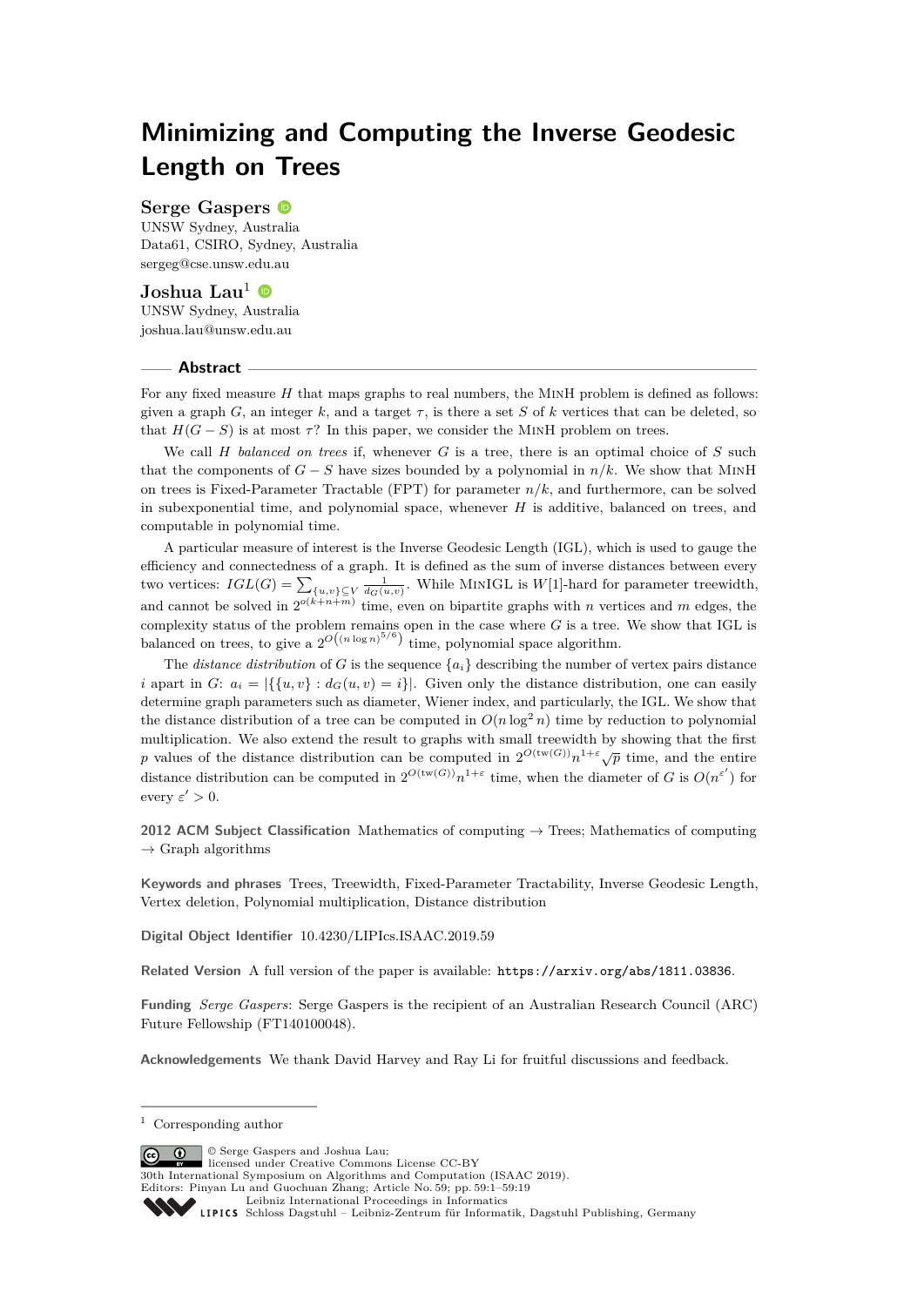# Minimizing and Computing the Inverse Geodesic Length on Trees

**Serge Gaspers**
UNSW Sydney, Australia
Data61, CSIRO, Sydney, Australia
sergeg@cse.unsw.edu.au

**Joshua Lau**[1]
UNSW Sydney, Australia
joshua.lau@unsw.edu.au

## Abstract

For any fixed measure $H$ that maps graphs to real numbers, the MinH problem is defined as follows: given a graph $G$, an integer $k$, and a target $\tau$, is there a set $S$ of $k$ vertices that can be deleted, so that $H(G-S)$ is at most $\tau$? In this paper, we consider the MinH problem on trees.

We call $H$ *balanced on trees* if, whenever $G$ is a tree, there is an optimal choice of $S$ such that the components of $G-S$ have sizes bounded by a polynomial in $n/k$. We show that MinH on trees is Fixed-Parameter Tractable (FPT) for parameter $n/k$, and furthermore, can be solved in subexponential time, and polynomial space, whenever $H$ is additive, balanced on trees, and computable in polynomial time.

A particular measure of interest is the Inverse Geodesic Length (IGL), which is used to gauge the efficiency and connectedness of a graph. It is defined as the sum of inverse distances between every two vertices: $IGL(G) = \sum_{\{u,v\}\subseteq V} \frac{1}{d_G(u,v)}$. While MinIGL is $W[1]$-hard for parameter treewidth, and cannot be solved in $2^{o(k+n+m)}$ time, even on bipartite graphs with $n$ vertices and $m$ edges, the complexity status of the problem remains open in the case where $G$ is a tree. We show that IGL is balanced on trees, to give a $2^{O\left((n\log n)^{5/6}\right)}$ time, polynomial space algorithm.

The *distance distribution* of $G$ is the sequence $\{a_i\}$ describing the number of vertex pairs distance $i$ apart in $G$: $a_i = |\{\{u,v\} : d_G(u,v) = i\}|$. Given only the distance distribution, one can easily determine graph parameters such as diameter, Wiener index, and particularly, the IGL. We show that the distance distribution of a tree can be computed in $O(n\log^2 n)$ time by reduction to polynomial multiplication. We also extend the result to graphs with small treewidth by showing that the first $p$ values of the distance distribution can be computed in $2^{O(\mathrm{tw}(G))} n^{1+\varepsilon}\sqrt{p}$ time, and the entire distance distribution can be computed in $2^{O(\mathrm{tw}(G))} n^{1+\varepsilon}$ time, when the diameter of $G$ is $O(n^{\varepsilon'})$ for every $\varepsilon' > 0$.

**2012 ACM Subject Classification** Mathematics of computing → Trees; Mathematics of computing → Graph algorithms

**Keywords and phrases** Trees, Treewidth, Fixed-Parameter Tractability, Inverse Geodesic Length, Vertex deletion, Polynomial multiplication, Distance distribution

**Digital Object Identifier** 10.4230/LIPIcs.ISAAC.2019.59

**Related Version** A full version of the paper is available: https://arxiv.org/abs/1811.03836.

**Funding** *Serge Gaspers*: Serge Gaspers is the recipient of an Australian Research Council (ARC) Future Fellowship (FT140100048).

**Acknowledgements** We thank David Harvey and Ray Li for fruitful discussions and feedback.

[1] Corresponding author

© Serge Gaspers and Joshua Lau; licensed under Creative Commons License CC-BY
30th International Symposium on Algorithms and Computation (ISAAC 2019).
Editors: Pinyan Lu and Guochuan Zhang; Article No. 59; pp. 59:1–59:19
Leibniz International Proceedings in Informatics
Schloss Dagstuhl – Leibniz-Zentrum für Informatik, Dagstuhl Publishing, Germany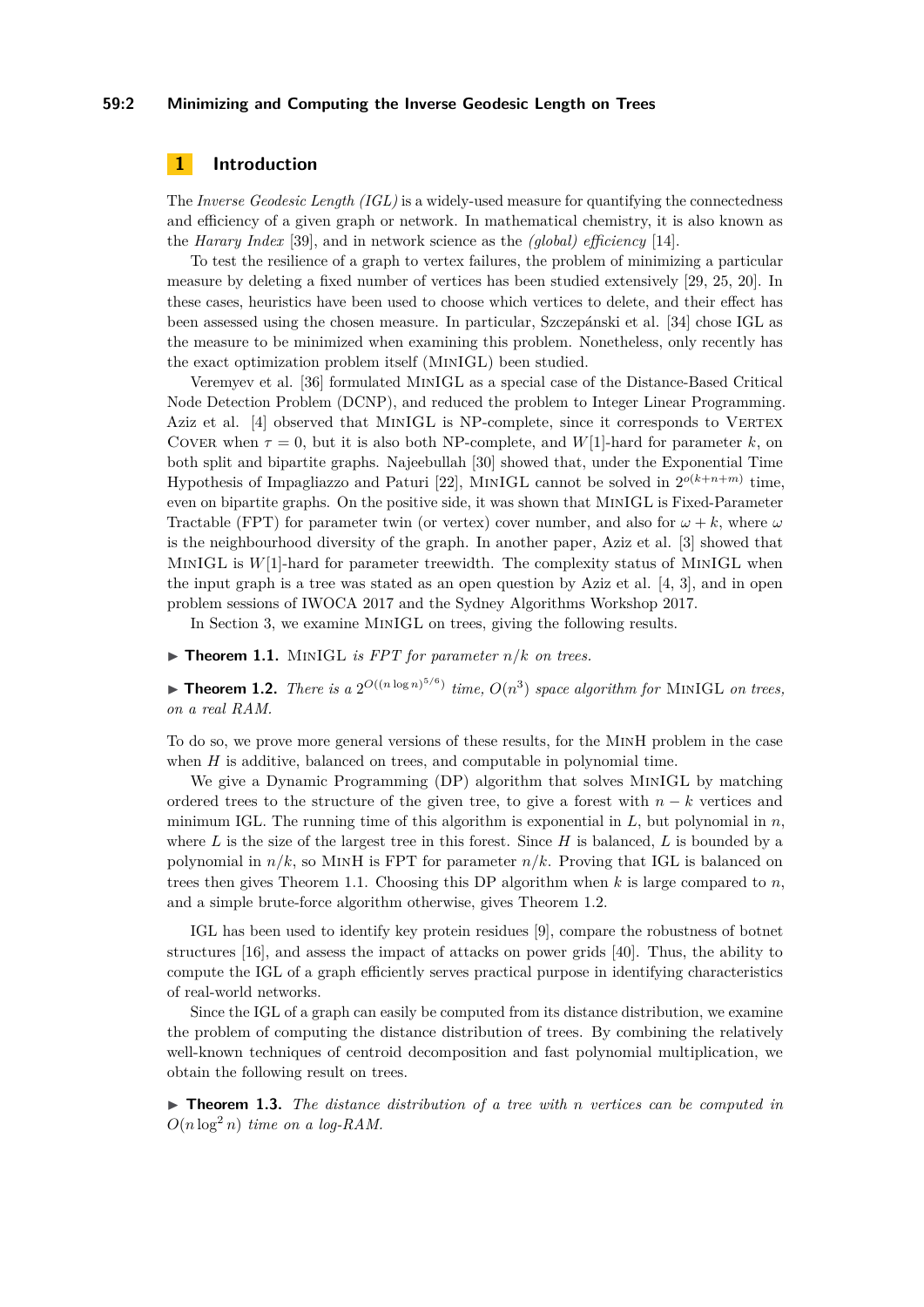## 1 Introduction

The *Inverse Geodesic Length (IGL)* is a widely-used measure for quantifying the connectedness and efficiency of a given graph or network. In mathematical chemistry, it is also known as the *Harary Index* [39], and in network science as the *(global) efficiency* [14].

To test the resilience of a graph to vertex failures, the problem of minimizing a particular measure by deleting a fixed number of vertices has been studied extensively [29, 25, 20]. In these cases, heuristics have been used to choose which vertices to delete, and their effect has been assessed using the chosen measure. In particular, Szczepánski et al. [34] chose IGL as the measure to be minimized when examining this problem. Nonetheless, only recently has the exact optimization problem itself (MinIGL) been studied.

Veremyev et al. [36] formulated MinIGL as a special case of the Distance-Based Critical Node Detection Problem (DCNP), and reduced the problem to Integer Linear Programming. Aziz et al. [4] observed that MinIGL is NP-complete, since it corresponds to Vertex Cover when $\tau = 0$, but it is also both NP-complete, and $W[1]$-hard for parameter $k$, on both split and bipartite graphs. Najeebullah [30] showed that, under the Exponential Time Hypothesis of Impagliazzo and Paturi [22], MinIGL cannot be solved in $2^{o(k+n+m)}$ time, even on bipartite graphs. On the positive side, it was shown that MinIGL is Fixed-Parameter Tractable (FPT) for parameter twin (or vertex) cover number, and also for $\omega + k$, where $\omega$ is the neighbourhood diversity of the graph. In another paper, Aziz et al. [3] showed that MinIGL is $W[1]$-hard for parameter treewidth. The complexity status of MinIGL when the input graph is a tree was stated as an open question by Aziz et al. [4, 3], and in open problem sessions of IWOCA 2017 and the Sydney Algorithms Workshop 2017.

In Section 3, we examine MinIGL on trees, giving the following results.

▶ **Theorem 1.1.** *MinIGL is FPT for parameter $n/k$ on trees.*

▶ **Theorem 1.2.** *There is a $2^{O((n \log n)^{5/6})}$ time, $O(n^3)$ space algorithm for MinIGL on trees, on a real RAM.*

To do so, we prove more general versions of these results, for the MinH problem in the case when $H$ is additive, balanced on trees, and computable in polynomial time.

We give a Dynamic Programming (DP) algorithm that solves MinIGL by matching ordered trees to the structure of the given tree, to give a forest with $n - k$ vertices and minimum IGL. The running time of this algorithm is exponential in $L$, but polynomial in $n$, where $L$ is the size of the largest tree in this forest. Since $H$ is balanced, $L$ is bounded by a polynomial in $n/k$, so MinH is FPT for parameter $n/k$. Proving that IGL is balanced on trees then gives Theorem 1.1. Choosing this DP algorithm when $k$ is large compared to $n$, and a simple brute-force algorithm otherwise, gives Theorem 1.2.

IGL has been used to identify key protein residues [9], compare the robustness of botnet structures [16], and assess the impact of attacks on power grids [40]. Thus, the ability to compute the IGL of a graph efficiently serves practical purpose in identifying characteristics of real-world networks.

Since the IGL of a graph can easily be computed from its distance distribution, we examine the problem of computing the distance distribution of trees. By combining the relatively well-known techniques of centroid decomposition and fast polynomial multiplication, we obtain the following result on trees.

▶ **Theorem 1.3.** *The distance distribution of a tree with $n$ vertices can be computed in $O(n \log^2 n)$ time on a log-RAM.*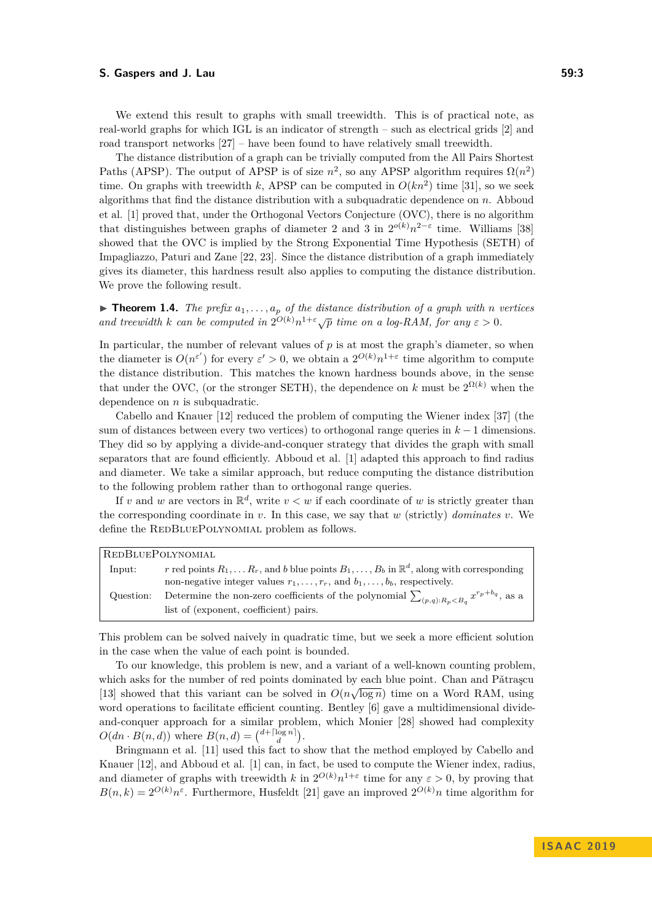We extend this result to graphs with small treewidth. This is of practical note, as real-world graphs for which IGL is an indicator of strength – such as electrical grids [2] and road transport networks [27] – have been found to have relatively small treewidth.

The distance distribution of a graph can be trivially computed from the All Pairs Shortest Paths (APSP). The output of APSP is of size $n^2$, so any APSP algorithm requires $\Omega(n^2)$ time. On graphs with treewidth $k$, APSP can be computed in $O(kn^2)$ time [31], so we seek algorithms that find the distance distribution with a subquadratic dependence on $n$. Abboud et al. [1] proved that, under the Orthogonal Vectors Conjecture (OVC), there is no algorithm that distinguishes between graphs of diameter 2 and 3 in $2^{o(k)}n^{2-\varepsilon}$ time. Williams [38] showed that the OVC is implied by the Strong Exponential Time Hypothesis (SETH) of Impagliazzo, Paturi and Zane [22, 23]. Since the distance distribution of a graph immediately gives its diameter, this hardness result also applies to computing the distance distribution. We prove the following result.

▶ **Theorem 1.4.** *The prefix $a_1, \dots, a_p$ of the distance distribution of a graph with $n$ vertices and treewidth $k$ can be computed in $2^{O(k)}n^{1+\varepsilon}\sqrt{p}$ time on a log-RAM, for any $\varepsilon > 0$.*

In particular, the number of relevant values of $p$ is at most the graph's diameter, so when the diameter is $O(n^{\varepsilon'})$ for every $\varepsilon' > 0$, we obtain a $2^{O(k)}n^{1+\varepsilon}$ time algorithm to compute the distance distribution. This matches the known hardness bounds above, in the sense that under the OVC, (or the stronger SETH), the dependence on $k$ must be $2^{\Omega(k)}$ when the dependence on $n$ is subquadratic.

Cabello and Knauer [12] reduced the problem of computing the Wiener index [37] (the sum of distances between every two vertices) to orthogonal range queries in $k-1$ dimensions. They did so by applying a divide-and-conquer strategy that divides the graph with small separators that are found efficiently. Abboud et al. [1] adapted this approach to find radius and diameter. We take a similar approach, but reduce computing the distance distribution to the following problem rather than to orthogonal range queries.

If $v$ and $w$ are vectors in $\mathbb{R}^d$, write $v < w$ if each coordinate of $w$ is strictly greater than the corresponding coordinate in $v$. In this case, we say that $w$ (strictly) *dominates* $v$. We define the RedBluePolynomial problem as follows.

| RedBluePolynomial | |
|---|---|
| Input: | $r$ red points $R_1, \dots R_r$, and $b$ blue points $B_1, \dots, B_b$ in $\mathbb{R}^d$, along with corresponding non-negative integer values $r_1, \dots, r_r$, and $b_1, \dots, b_b$, respectively. |
| Question: | Determine the non-zero coefficients of the polynomial $\sum_{(p,q):R_p<B_q} x^{r_p+b_q}$, as a list of (exponent, coefficient) pairs. |

This problem can be solved naively in quadratic time, but we seek a more efficient solution in the case when the value of each point is bounded.

To our knowledge, this problem is new, and a variant of a well-known counting problem, which asks for the number of red points dominated by each blue point. Chan and Pătraşcu [13] showed that this variant can be solved in $O(n\sqrt{\log n})$ time on a Word RAM, using word operations to facilitate efficient counting. Bentley [6] gave a multidimensional divide-and-conquer approach for a similar problem, which Monier [28] showed had complexity $O(dn \cdot B(n, d))$ where $B(n, d) = \binom{d+\lceil \log n \rceil}{d}$.

Bringmann et al. [11] used this fact to show that the method employed by Cabello and Knauer [12], and Abboud et al. [1] can, in fact, be used to compute the Wiener index, radius, and diameter of graphs with treewidth $k$ in $2^{O(k)}n^{1+\varepsilon}$ time for any $\varepsilon > 0$, by proving that $B(n, k) = 2^{O(k)}n^{\varepsilon}$. Furthermore, Husfeldt [21] gave an improved $2^{O(k)}n$ time algorithm for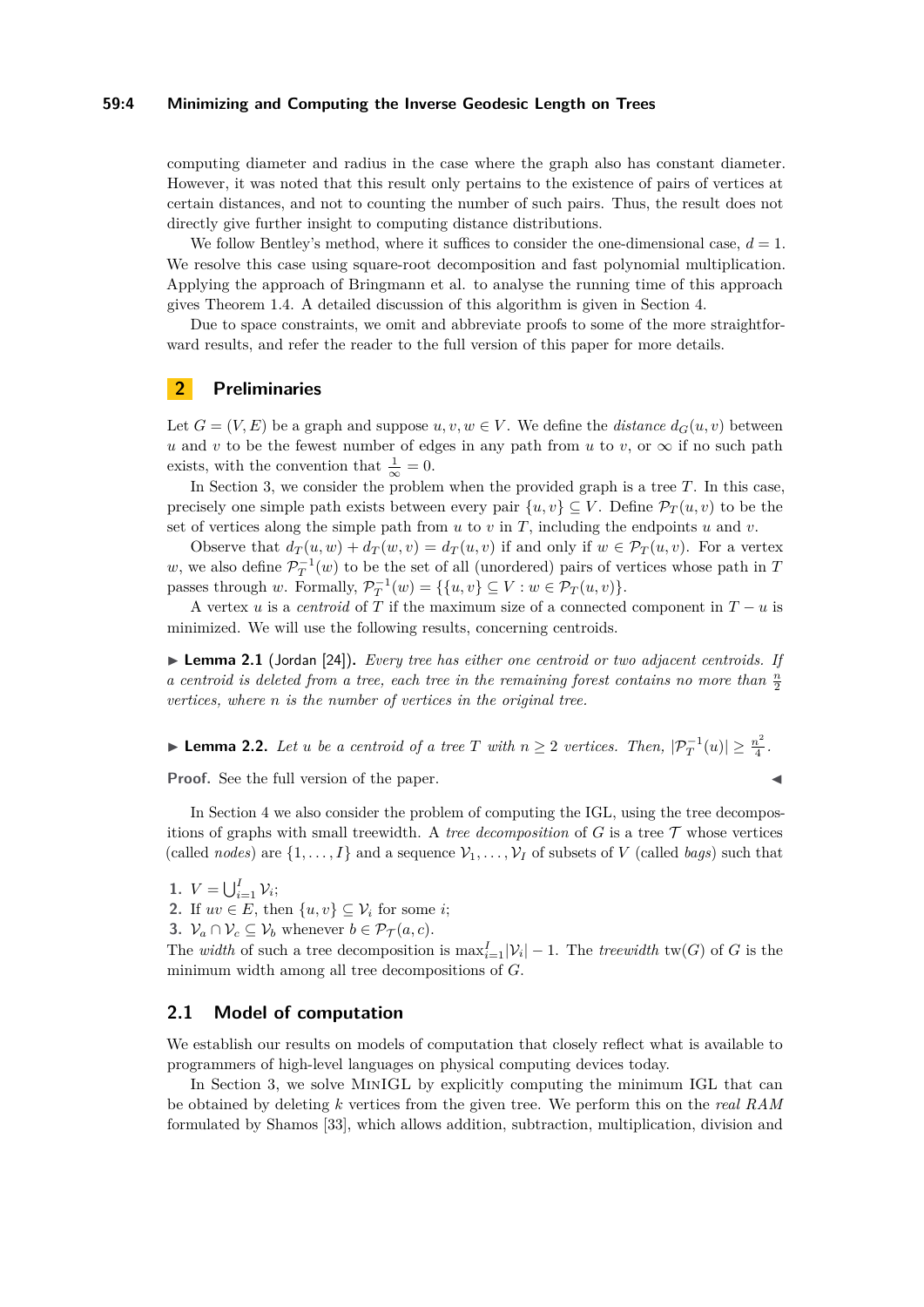computing diameter and radius in the case where the graph also has constant diameter. However, it was noted that this result only pertains to the existence of pairs of vertices at certain distances, and not to counting the number of such pairs. Thus, the result does not directly give further insight to computing distance distributions.

We follow Bentley's method, where it suffices to consider the one-dimensional case, $d = 1$. We resolve this case using square-root decomposition and fast polynomial multiplication. Applying the approach of Bringmann et al. to analyse the running time of this approach gives Theorem 1.4. A detailed discussion of this algorithm is given in Section 4.

Due to space constraints, we omit and abbreviate proofs to some of the more straightforward results, and refer the reader to the full version of this paper for more details.

## 2 Preliminaries

Let $G = (V, E)$ be a graph and suppose $u, v, w \in V$. We define the *distance* $d_G(u, v)$ between $u$ and $v$ to be the fewest number of edges in any path from $u$ to $v$, or $\infty$ if no such path exists, with the convention that $\frac{1}{\infty} = 0$.

In Section 3, we consider the problem when the provided graph is a tree $T$. In this case, precisely one simple path exists between every pair $\{u, v\} \subseteq V$. Define $\mathcal{P}_T(u, v)$ to be the set of vertices along the simple path from $u$ to $v$ in $T$, including the endpoints $u$ and $v$.

Observe that $d_T(u, w) + d_T(w, v) = d_T(u, v)$ if and only if $w \in \mathcal{P}_T(u, v)$. For a vertex $w$, we also define $\mathcal{P}_T^{-1}(w)$ to be the set of all (unordered) pairs of vertices whose path in $T$ passes through $w$. Formally, $\mathcal{P}_T^{-1}(w) = \{\{u, v\} \subseteq V : w \in \mathcal{P}_T(u, v)\}$.

A vertex $u$ is a *centroid* of $T$ if the maximum size of a connected component in $T - u$ is minimized. We will use the following results, concerning centroids.

▶ **Lemma 2.1** (Jordan [24]). *Every tree has either one centroid or two adjacent centroids. If a centroid is deleted from a tree, each tree in the remaining forest contains no more than $\frac{n}{2}$ vertices, where $n$ is the number of vertices in the original tree.*

▶ **Lemma 2.2.** *Let $u$ be a centroid of a tree $T$ with $n \geq 2$ vertices. Then, $|\mathcal{P}_T^{-1}(u)| \geq \frac{n^2}{4}$.*

**Proof.** See the full version of the paper. ◀

In Section 4 we also consider the problem of computing the IGL, using the tree decompositions of graphs with small treewidth. A *tree decomposition* of $G$ is a tree $\mathcal{T}$ whose vertices (called *nodes*) are $\{1, \ldots, I\}$ and a sequence $\mathcal{V}_1, \ldots, \mathcal{V}_I$ of subsets of $V$ (called *bags*) such that

1. $V = \bigcup_{i=1}^{I} \mathcal{V}_i$;
2. If $uv \in E$, then $\{u, v\} \subseteq \mathcal{V}_i$ for some $i$;
3. $\mathcal{V}_a \cap \mathcal{V}_c \subseteq \mathcal{V}_b$ whenever $b \in \mathcal{P}_{\mathcal{T}}(a, c)$.

The *width* of such a tree decomposition is $\max_{i=1}^{I} |\mathcal{V}_i| - 1$. The *treewidth* $\text{tw}(G)$ of $G$ is the minimum width among all tree decompositions of $G$.

### 2.1 Model of computation

We establish our results on models of computation that closely reflect what is available to programmers of high-level languages on physical computing devices today.

In Section 3, we solve MinIGL by explicitly computing the minimum IGL that can be obtained by deleting $k$ vertices from the given tree. We perform this on the *real RAM* formulated by Shamos [33], which allows addition, subtraction, multiplication, division and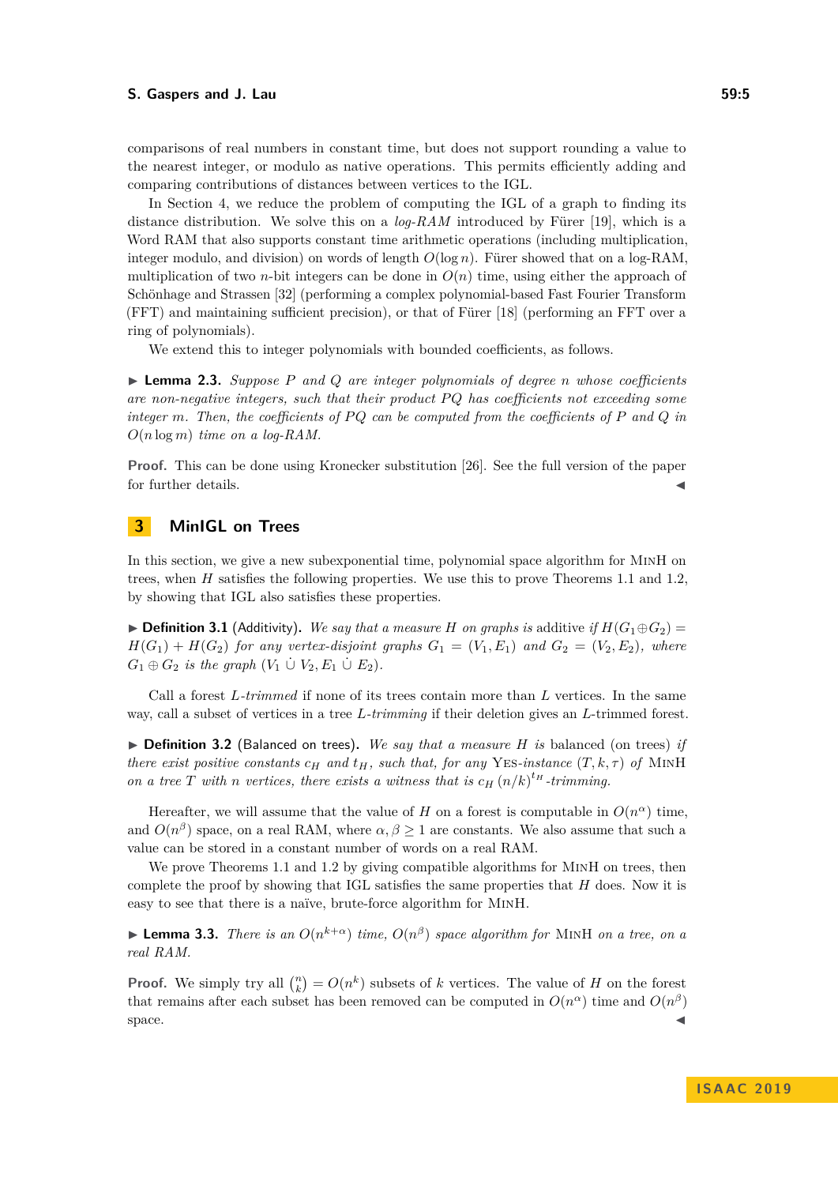comparisons of real numbers in constant time, but does not support rounding a value to the nearest integer, or modulo as native operations. This permits efficiently adding and comparing contributions of distances between vertices to the IGL.

In Section 4, we reduce the problem of computing the IGL of a graph to finding its distance distribution. We solve this on a *log-RAM* introduced by Fürer [19], which is a Word RAM that also supports constant time arithmetic operations (including multiplication, integer modulo, and division) on words of length $O(\log n)$. Fürer showed that on a log-RAM, multiplication of two $n$-bit integers can be done in $O(n)$ time, using either the approach of Schönhage and Strassen [32] (performing a complex polynomial-based Fast Fourier Transform (FFT) and maintaining sufficient precision), or that of Fürer [18] (performing an FFT over a ring of polynomials).

We extend this to integer polynomials with bounded coefficients, as follows.

▶ **Lemma 2.3.** *Suppose $P$ and $Q$ are integer polynomials of degree $n$ whose coefficients are non-negative integers, such that their product $PQ$ has coefficients not exceeding some integer $m$. Then, the coefficients of $PQ$ can be computed from the coefficients of $P$ and $Q$ in $O(n \log m)$ time on a log-RAM.*

**Proof.** This can be done using Kronecker substitution [26]. See the full version of the paper for further details. ◀

## 3 MinIGL on Trees

In this section, we give a new subexponential time, polynomial space algorithm for MinH on trees, when $H$ satisfies the following properties. We use this to prove Theorems 1.1 and 1.2, by showing that IGL also satisfies these properties.

▶ **Definition 3.1** (Additivity). *We say that a measure $H$ on graphs is* additive *if $H(G_1 \oplus G_2) = H(G_1) + H(G_2)$ for any vertex-disjoint graphs $G_1 = (V_1, E_1)$ and $G_2 = (V_2, E_2)$, where $G_1 \oplus G_2$ is the graph $(V_1 \dot\cup V_2, E_1 \dot\cup E_2)$.*

Call a forest $L$-*trimmed* if none of its trees contain more than $L$ vertices. In the same way, call a subset of vertices in a tree $L$-*trimming* if their deletion gives an $L$-trimmed forest.

▶ **Definition 3.2** (Balanced on trees). *We say that a measure $H$ is* balanced *(on trees) if there exist positive constants $c_H$ and $t_H$, such that, for any* Yes*-instance $(T, k, \tau)$ of* MinH *on a tree $T$ with $n$ vertices, there exists a witness that is $c_H\,(n/k)^{t_H}$-trimming.*

Hereafter, we will assume that the value of $H$ on a forest is computable in $O(n^\alpha)$ time, and $O(n^\beta)$ space, on a real RAM, where $\alpha, \beta \geq 1$ are constants. We also assume that such a value can be stored in a constant number of words on a real RAM.

We prove Theorems 1.1 and 1.2 by giving compatible algorithms for MinH on trees, then complete the proof by showing that IGL satisfies the same properties that $H$ does. Now it is easy to see that there is a naïve, brute-force algorithm for MinH.

▶ **Lemma 3.3.** *There is an $O(n^{k+\alpha})$ time, $O(n^\beta)$ space algorithm for* MinH *on a tree, on a real RAM.*

**Proof.** We simply try all $\binom{n}{k} = O(n^k)$ subsets of $k$ vertices. The value of $H$ on the forest that remains after each subset has been removed can be computed in $O(n^\alpha)$ time and $O(n^\beta)$ space. ◀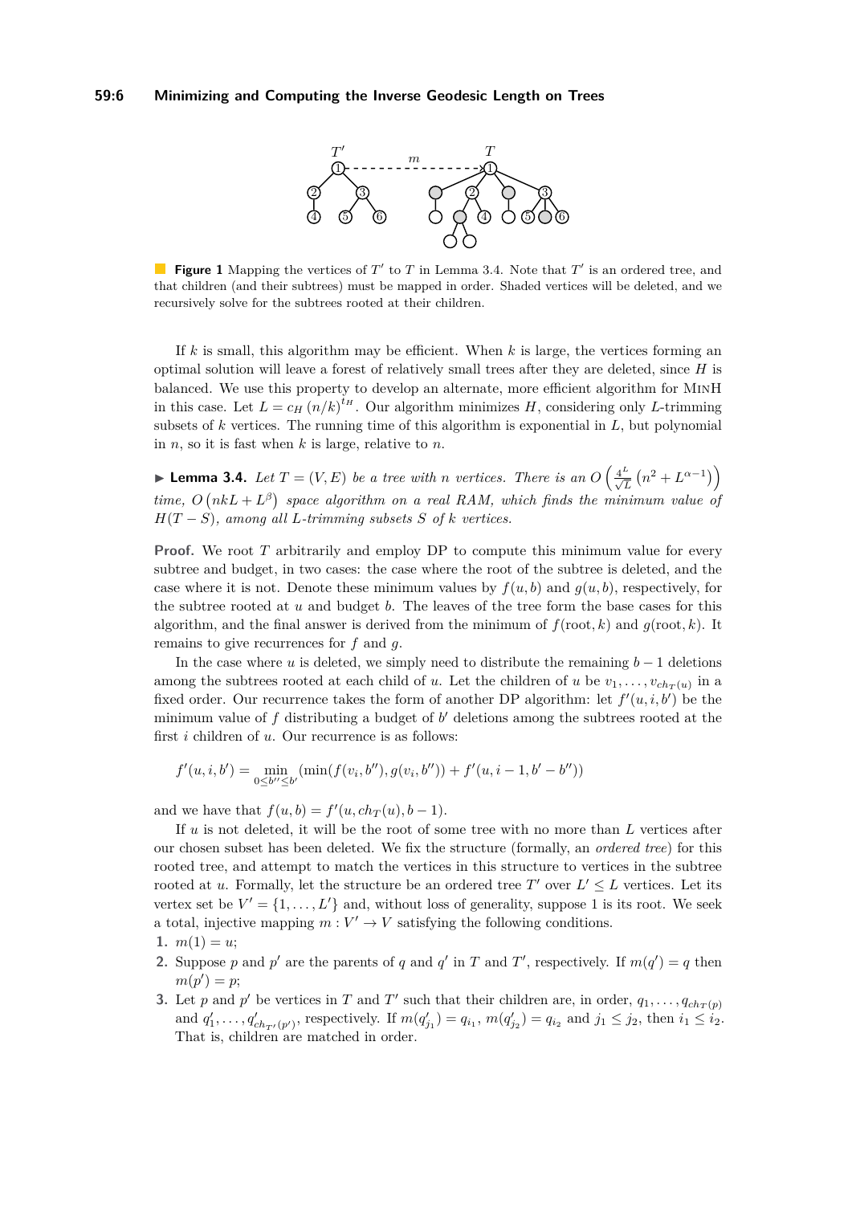**Figure 1** Mapping the vertices of $T'$ to $T$ in Lemma 3.4. Note that $T'$ is an ordered tree, and that children (and their subtrees) must be mapped in order. Shaded vertices will be deleted, and we recursively solve for the subtrees rooted at their children.

If $k$ is small, this algorithm may be efficient. When $k$ is large, the vertices forming an optimal solution will leave a forest of relatively small trees after they are deleted, since $H$ is balanced. We use this property to develop an alternate, more efficient algorithm for MinH in this case. Let $L = c_H\,(n/k)^{t_H}$. Our algorithm minimizes $H$, considering only $L$-trimming subsets of $k$ vertices. The running time of this algorithm is exponential in $L$, but polynomial in $n$, so it is fast when $k$ is large, relative to $n$.

▶ **Lemma 3.4.** *Let $T = (V, E)$ be a tree with $n$ vertices. There is an $O\left(\frac{4^L}{\sqrt{L}}\left(n^2 + L^{\alpha-1}\right)\right)$ time, $O\left(nkL + L^{\beta}\right)$ space algorithm on a real RAM, which finds the minimum value of $H(T - S)$, among all $L$-trimming subsets $S$ of $k$ vertices.*

**Proof.** We root $T$ arbitrarily and employ DP to compute this minimum value for every subtree and budget, in two cases: the case where the root of the subtree is deleted, and the case where it is not. Denote these minimum values by $f(u, b)$ and $g(u, b)$, respectively, for the subtree rooted at $u$ and budget $b$. The leaves of the tree form the base cases for this algorithm, and the final answer is derived from the minimum of $f(\text{root}, k)$ and $g(\text{root}, k)$. It remains to give recurrences for $f$ and $g$.

In the case where $u$ is deleted, we simply need to distribute the remaining $b - 1$ deletions among the subtrees rooted at each child of $u$. Let the children of $u$ be $v_1, \ldots, v_{ch_T(u)}$ in a fixed order. Our recurrence takes the form of another DP algorithm: let $f'(u, i, b')$ be the minimum value of $f$ distributing a budget of $b'$ deletions among the subtrees rooted at the first $i$ children of $u$. Our recurrence is as follows:

$$f'(u, i, b') = \min_{0 \le b'' \le b'} (\min(f(v_i, b''), g(v_i, b'')) + f'(u, i - 1, b' - b''))$$

and we have that $f(u, b) = f'(u, ch_T(u), b - 1)$.

If $u$ is not deleted, it will be the root of some tree with no more than $L$ vertices after our chosen subset has been deleted. We fix the structure (formally, an *ordered tree*) for this rooted tree, and attempt to match the vertices in this structure to vertices in the subtree rooted at $u$. Formally, let the structure be an ordered tree $T'$ over $L' \le L$ vertices. Let its vertex set be $V' = \{1, \ldots, L'\}$ and, without loss of generality, suppose 1 is its root. We seek a total, injective mapping $m : V' \to V$ satisfying the following conditions.

1. $m(1) = u$;
2. Suppose $p$ and $p'$ are the parents of $q$ and $q'$ in $T$ and $T'$, respectively. If $m(q') = q$ then $m(p') = p$;
3. Let $p$ and $p'$ be vertices in $T$ and $T'$ such that their children are, in order, $q_1, \ldots, q_{ch_T(p)}$ and $q'_1, \ldots, q'_{ch_{T'}(p')}$, respectively. If $m(q'_{j_1}) = q_{i_1}$, $m(q'_{j_2}) = q_{i_2}$ and $j_1 \le j_2$, then $i_1 \le i_2$. That is, children are matched in order.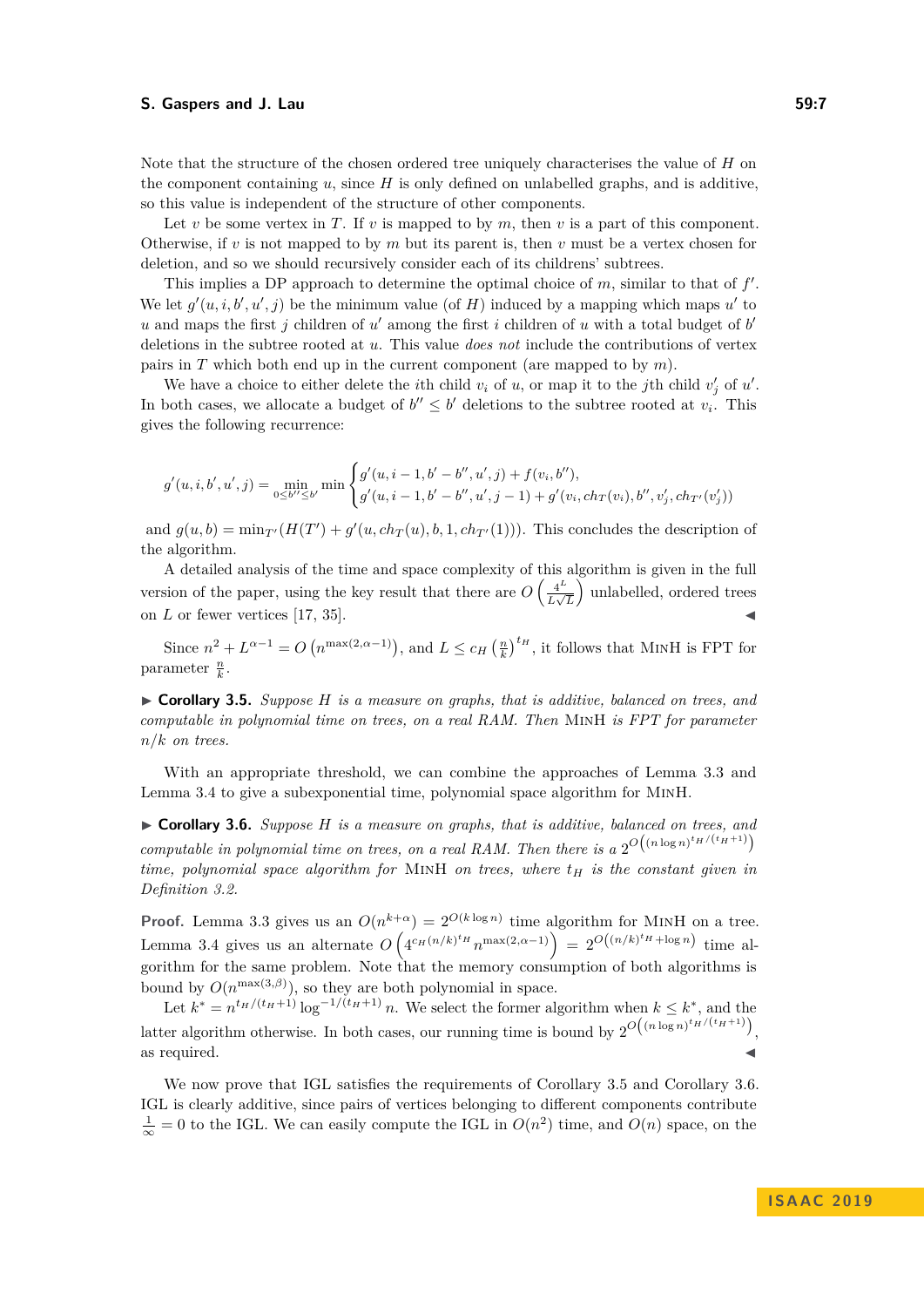Note that the structure of the chosen ordered tree uniquely characterises the value of $H$ on the component containing $u$, since $H$ is only defined on unlabelled graphs, and is additive, so this value is independent of the structure of other components.

Let $v$ be some vertex in $T$. If $v$ is mapped to by $m$, then $v$ is a part of this component. Otherwise, if $v$ is not mapped to by $m$ but its parent is, then $v$ must be a vertex chosen for deletion, and so we should recursively consider each of its childrens' subtrees.

This implies a DP approach to determine the optimal choice of $m$, similar to that of $f'$. We let $g'(u, i, b', u', j)$ be the minimum value (of $H$) induced by a mapping which maps $u'$ to $u$ and maps the first $j$ children of $u'$ among the first $i$ children of $u$ with a total budget of $b'$ deletions in the subtree rooted at $u$. This value *does not* include the contributions of vertex pairs in $T$ which both end up in the current component (are mapped to by $m$).

We have a choice to either delete the $i$th child $v_i$ of $u$, or map it to the $j$th child $v'_j$ of $u'$. In both cases, we allocate a budget of $b'' \leq b'$ deletions to the subtree rooted at $v_i$. This gives the following recurrence:

$$g'(u, i, b', u', j) = \min_{0 \leq b'' \leq b'} \min \begin{cases} g'(u, i-1, b'-b'', u', j) + f(v_i, b''), \\ g'(u, i-1, b'-b'', u', j-1) + g'(v_i, ch_T(v_i), b'', v'_j, ch_{T'}(v'_j)) \end{cases}$$

and $g(u, b) = \min_{T'}(H(T') + g'(u, ch_T(u), b, 1, ch_{T'}(1)))$. This concludes the description of the algorithm.

A detailed analysis of the time and space complexity of this algorithm is given in the full version of the paper, using the key result that there are $O\left(\frac{4^L}{L\sqrt{L}}\right)$ unlabelled, ordered trees on $L$ or fewer vertices [17, 35]. ◀

Since $n^2 + L^{\alpha-1} = O\left(n^{\max(2,\alpha-1)}\right)$, and $L \leq c_H \left(\frac{n}{k}\right)^{t_H}$, it follows that MinH is FPT for parameter $\frac{n}{k}$.

▶ **Corollary 3.5.** *Suppose $H$ is a measure on graphs, that is additive, balanced on trees, and computable in polynomial time on trees, on a real RAM. Then* MinH *is FPT for parameter $n/k$ on trees.*

With an appropriate threshold, we can combine the approaches of Lemma 3.3 and Lemma 3.4 to give a subexponential time, polynomial space algorithm for MinH.

▶ **Corollary 3.6.** *Suppose $H$ is a measure on graphs, that is additive, balanced on trees, and computable in polynomial time on trees, on a real RAM. Then there is a $2^{O\left((n \log n)^{t_H/(t_H+1)}\right)}$ time, polynomial space algorithm for* MinH *on trees, where $t_H$ is the constant given in Definition 3.2.*

**Proof.** Lemma 3.3 gives us an $O(n^{k+\alpha}) = 2^{O(k \log n)}$ time algorithm for MinH on a tree. Lemma 3.4 gives us an alternate $O\left(4^{c_H (n/k)^{t_H}} n^{\max(2,\alpha-1)}\right) = 2^{O\left((n/k)^{t_H} + \log n\right)}$ time algorithm for the same problem. Note that the memory consumption of both algorithms is bound by $O(n^{\max(3,\beta)})$, so they are both polynomial in space.

Let $k^* = n^{t_H/(t_H+1)} \log^{-1/(t_H+1)} n$. We select the former algorithm when $k \leq k^*$, and the latter algorithm otherwise. In both cases, our running time is bound by $2^{O\left((n \log n)^{t_H/(t_H+1)}\right)}$, as required. ◀

We now prove that IGL satisfies the requirements of Corollary 3.5 and Corollary 3.6. IGL is clearly additive, since pairs of vertices belonging to different components contribute $\frac{1}{\infty} = 0$ to the IGL. We can easily compute the IGL in $O(n^2)$ time, and $O(n)$ space, on the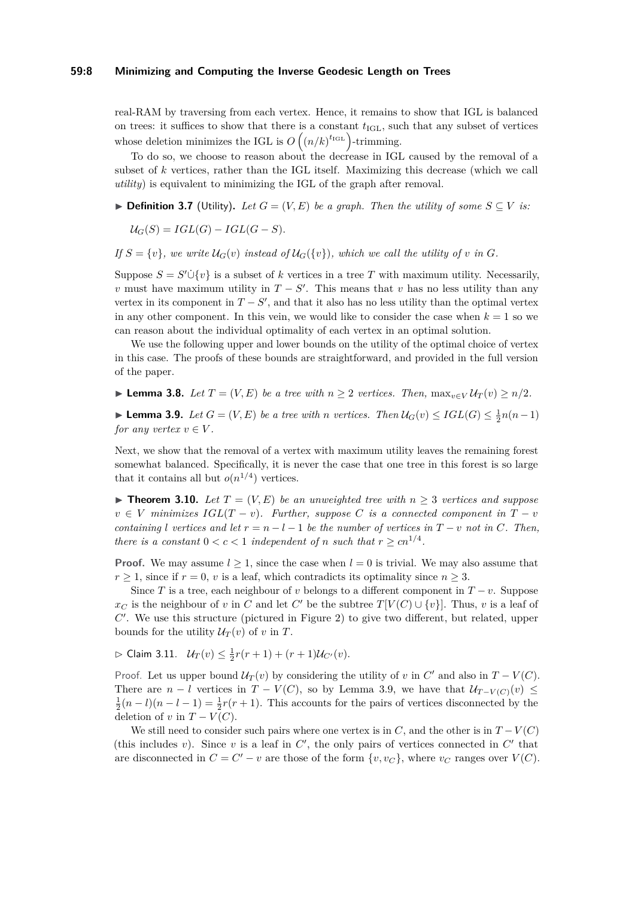real-RAM by traversing from each vertex. Hence, it remains to show that IGL is balanced on trees: it suffices to show that there is a constant $t_{\text{IGL}}$, such that any subset of vertices whose deletion minimizes the IGL is $O\left((n/k)^{t_{\text{IGL}}}\right)$-trimming.

To do so, we choose to reason about the decrease in IGL caused by the removal of a subset of $k$ vertices, rather than the IGL itself. Maximizing this decrease (which we call *utility*) is equivalent to minimizing the IGL of the graph after removal.

▶ **Definition 3.7** (Utility). *Let $G = (V, E)$ be a graph. Then the utility of some $S \subseteq V$ is:*

$$\mathcal{U}_G(S) = IGL(G) - IGL(G - S).$$

*If $S = \{v\}$, we write $\mathcal{U}_G(v)$ instead of $\mathcal{U}_G(\{v\})$, which we call the utility of $v$ in $G$.*

Suppose $S = S' \dot\cup \{v\}$ is a subset of $k$ vertices in a tree $T$ with maximum utility. Necessarily, $v$ must have maximum utility in $T - S'$. This means that $v$ has no less utility than any vertex in its component in $T - S'$, and that it also has no less utility than the optimal vertex in any other component. In this vein, we would like to consider the case when $k = 1$ so we can reason about the individual optimality of each vertex in an optimal solution.

We use the following upper and lower bounds on the utility of the optimal choice of vertex in this case. The proofs of these bounds are straightforward, and provided in the full version of the paper.

▶ **Lemma 3.8.** *Let $T = (V, E)$ be a tree with $n \geq 2$ vertices. Then, $\max_{v \in V} \mathcal{U}_T(v) \geq n/2$.*

▶ **Lemma 3.9.** *Let $G = (V, E)$ be a tree with $n$ vertices. Then $\mathcal{U}_G(v) \leq IGL(G) \leq \frac{1}{2}n(n-1)$ for any vertex $v \in V$.*

Next, we show that the removal of a vertex with maximum utility leaves the remaining forest somewhat balanced. Specifically, it is never the case that one tree in this forest is so large that it contains all but $o(n^{1/4})$ vertices.

▶ **Theorem 3.10.** *Let $T = (V, E)$ be an unweighted tree with $n \geq 3$ vertices and suppose $v \in V$ minimizes $IGL(T - v)$. Further, suppose $C$ is a connected component in $T - v$ containing $l$ vertices and let $r = n - l - 1$ be the number of vertices in $T - v$ not in $C$. Then, there is a constant $0 < c < 1$ independent of $n$ such that $r \geq cn^{1/4}$.*

**Proof.** We may assume $l \geq 1$, since the case when $l = 0$ is trivial. We may also assume that $r \geq 1$, since if $r = 0$, $v$ is a leaf, which contradicts its optimality since $n \geq 3$.

Since $T$ is a tree, each neighbour of $v$ belongs to a different component in $T - v$. Suppose $x_C$ is the neighbour of $v$ in $C$ and let $C'$ be the subtree $T[V(C) \cup \{v\}]$. Thus, $v$ is a leaf of $C'$. We use this structure (pictured in Figure 2) to give two different, but related, upper bounds for the utility $\mathcal{U}_T(v)$ of $v$ in $T$.

▷ Claim 3.11. $\mathcal{U}_T(v) \leq \frac{1}{2}r(r+1) + (r+1)\mathcal{U}_{C'}(v)$.

Proof. Let us upper bound $\mathcal{U}_T(v)$ by considering the utility of $v$ in $C'$ and also in $T - V(C)$. There are $n - l$ vertices in $T - V(C)$, so by Lemma 3.9, we have that $\mathcal{U}_{T-V(C)}(v) \leq \frac{1}{2}(n-l)(n-l-1) = \frac{1}{2}r(r+1)$. This accounts for the pairs of vertices disconnected by the deletion of $v$ in $T - V(C)$.

We still need to consider such pairs where one vertex is in $C$, and the other is in $T - V(C)$ (this includes $v$). Since $v$ is a leaf in $C'$, the only pairs of vertices connected in $C'$ that are disconnected in $C = C' - v$ are those of the form $\{v, v_C\}$, where $v_C$ ranges over $V(C)$.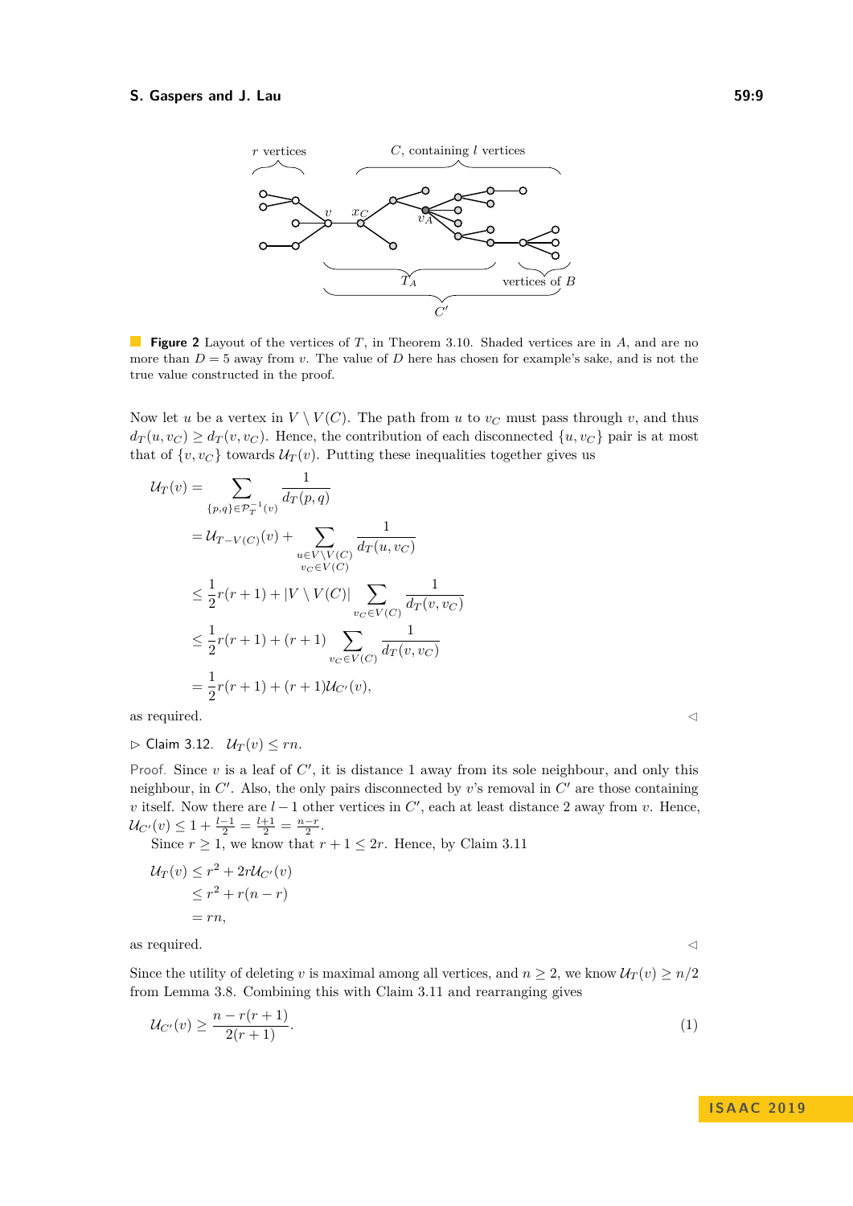**Figure 2** Layout of the vertices of $T$, in Theorem 3.10. Shaded vertices are in $A$, and are no more than $D = 5$ away from $v$. The value of $D$ here has chosen for example's sake, and is not the true value constructed in the proof.

Now let $u$ be a vertex in $V \setminus V(C)$. The path from $u$ to $v_C$ must pass through $v$, and thus $d_T(u, v_C) \geq d_T(v, v_C)$. Hence, the contribution of each disconnected $\{u, v_C\}$ pair is at most that of $\{v, v_C\}$ towards $\mathcal{U}_T(v)$. Putting these inequalities together gives us

$$
\begin{aligned}
\mathcal{U}_T(v) &= \sum_{\{p,q\} \in \mathcal{P}_T^{-1}(v)} \frac{1}{d_T(p,q)} \\
&= \mathcal{U}_{T-V(C)}(v) + \sum_{\substack{u \in V \setminus V(C) \\ v_C \in V(C)}} \frac{1}{d_T(u, v_C)} \\
&\leq \frac{1}{2} r(r+1) + |V \setminus V(C)| \sum_{v_C \in V(C)} \frac{1}{d_T(v, v_C)} \\
&\leq \frac{1}{2} r(r+1) + (r+1) \sum_{v_C \in V(C)} \frac{1}{d_T(v, v_C)} \\
&= \frac{1}{2} r(r+1) + (r+1)\mathcal{U}_{C'}(v),
\end{aligned}
$$

as required. ◁

▷ Claim 3.12. $\mathcal{U}_T(v) \leq rn$.

Proof. Since $v$ is a leaf of $C'$, it is distance 1 away from its sole neighbour, and only this neighbour, in $C'$. Also, the only pairs disconnected by $v$'s removal in $C'$ are those containing $v$ itself. Now there are $l-1$ other vertices in $C'$, each at least distance 2 away from $v$. Hence, $\mathcal{U}_{C'}(v) \leq 1 + \frac{l-1}{2} = \frac{l+1}{2} = \frac{n-r}{2}$.

Since $r \geq 1$, we know that $r + 1 \leq 2r$. Hence, by Claim 3.11

$$
\begin{aligned}
\mathcal{U}_T(v) &\leq r^2 + 2r\mathcal{U}_{C'}(v) \\
&\leq r^2 + r(n-r) \\
&= rn,
\end{aligned}
$$

as required. ◁

Since the utility of deleting $v$ is maximal among all vertices, and $n \geq 2$, we know $\mathcal{U}_T(v) \geq n/2$ from Lemma 3.8. Combining this with Claim 3.11 and rearranging gives

$$
\mathcal{U}_{C'}(v) \geq \frac{n - r(r+1)}{2(r+1)}. \tag{1}
$$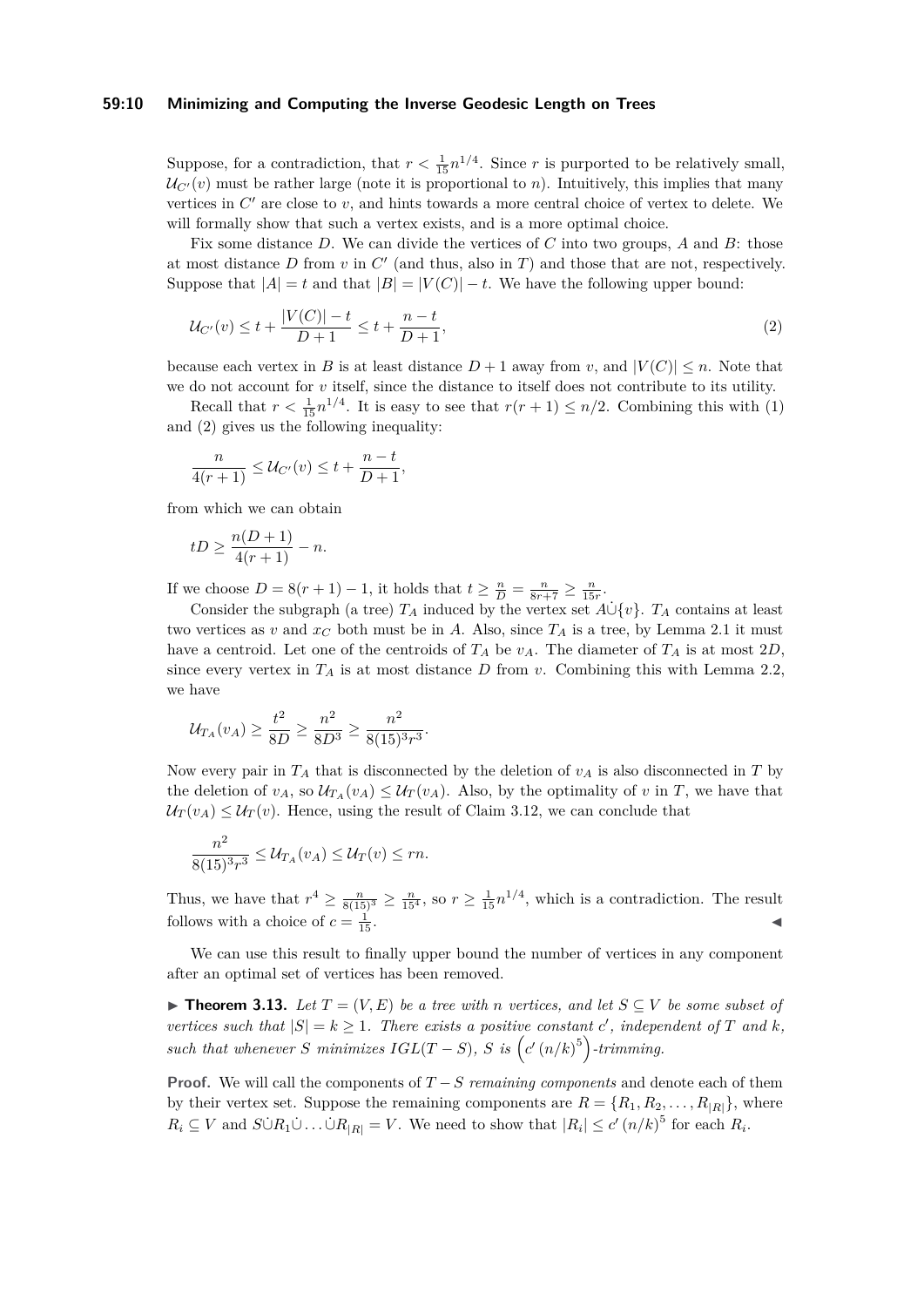Suppose, for a contradiction, that $r < \frac{1}{15}n^{1/4}$. Since $r$ is purported to be relatively small, $\mathcal{U}_{C'}(v)$ must be rather large (note it is proportional to $n$). Intuitively, this implies that many vertices in $C'$ are close to $v$, and hints towards a more central choice of vertex to delete. We will formally show that such a vertex exists, and is a more optimal choice.

Fix some distance $D$. We can divide the vertices of $C$ into two groups, $A$ and $B$: those at most distance $D$ from $v$ in $C'$ (and thus, also in $T$) and those that are not, respectively. Suppose that $|A| = t$ and that $|B| = |V(C)| - t$. We have the following upper bound:

$$\mathcal{U}_{C'}(v) \leq t + \frac{|V(C)| - t}{D+1} \leq t + \frac{n-t}{D+1}, \tag{2}$$

because each vertex in $B$ is at least distance $D+1$ away from $v$, and $|V(C)| \leq n$. Note that we do not account for $v$ itself, since the distance to itself does not contribute to its utility.

Recall that $r < \frac{1}{15}n^{1/4}$. It is easy to see that $r(r+1) \leq n/2$. Combining this with (1) and (2) gives us the following inequality:

$$\frac{n}{4(r+1)} \leq \mathcal{U}_{C'}(v) \leq t + \frac{n-t}{D+1},$$

from which we can obtain

$$tD \geq \frac{n(D+1)}{4(r+1)} - n.$$

If we choose $D = 8(r+1) - 1$, it holds that $t \geq \frac{n}{D} = \frac{n}{8r+7} \geq \frac{n}{15r}$.

Consider the subgraph (a tree) $T_A$ induced by the vertex set $A \dot{\cup} \{v\}$. $T_A$ contains at least two vertices as $v$ and $x_C$ both must be in $A$. Also, since $T_A$ is a tree, by Lemma 2.1 it must have a centroid. Let one of the centroids of $T_A$ be $v_A$. The diameter of $T_A$ is at most $2D$, since every vertex in $T_A$ is at most distance $D$ from $v$. Combining this with Lemma 2.2, we have

$$\mathcal{U}_{T_A}(v_A) \geq \frac{t^2}{8D} \geq \frac{n^2}{8D^3} \geq \frac{n^2}{8(15)^3 r^3}.$$

Now every pair in $T_A$ that is disconnected by the deletion of $v_A$ is also disconnected in $T$ by the deletion of $v_A$, so $\mathcal{U}_{T_A}(v_A) \leq \mathcal{U}_T(v_A)$. Also, by the optimality of $v$ in $T$, we have that $\mathcal{U}_T(v_A) \leq \mathcal{U}_T(v)$. Hence, using the result of Claim 3.12, we can conclude that

$$\frac{n^2}{8(15)^3 r^3} \leq \mathcal{U}_{T_A}(v_A) \leq \mathcal{U}_T(v) \leq rn.$$

Thus, we have that $r^4 \geq \frac{n}{8(15)^3} \geq \frac{n}{15^4}$, so $r \geq \frac{1}{15}n^{1/4}$, which is a contradiction. The result follows with a choice of $c = \frac{1}{15}$. ◀

We can use this result to finally upper bound the number of vertices in any component after an optimal set of vertices has been removed.

▶ **Theorem 3.13.** *Let $T = (V, E)$ be a tree with $n$ vertices, and let $S \subseteq V$ be some subset of vertices such that $|S| = k \geq 1$. There exists a positive constant $c'$, independent of $T$ and $k$, such that whenever $S$ minimizes $IGL(T - S)$, $S$ is $\left(c'\,(n/k)^5\right)$-trimming.*

**Proof.** We will call the components of $T - S$ *remaining components* and denote each of them by their vertex set. Suppose the remaining components are $R = \{R_1, R_2, \ldots, R_{|R|}\}$, where $R_i \subseteq V$ and $S \dot{\cup} R_1 \dot{\cup} \ldots \dot{\cup} R_{|R|} = V$. We need to show that $|R_i| \leq c'\,(n/k)^5$ for each $R_i$.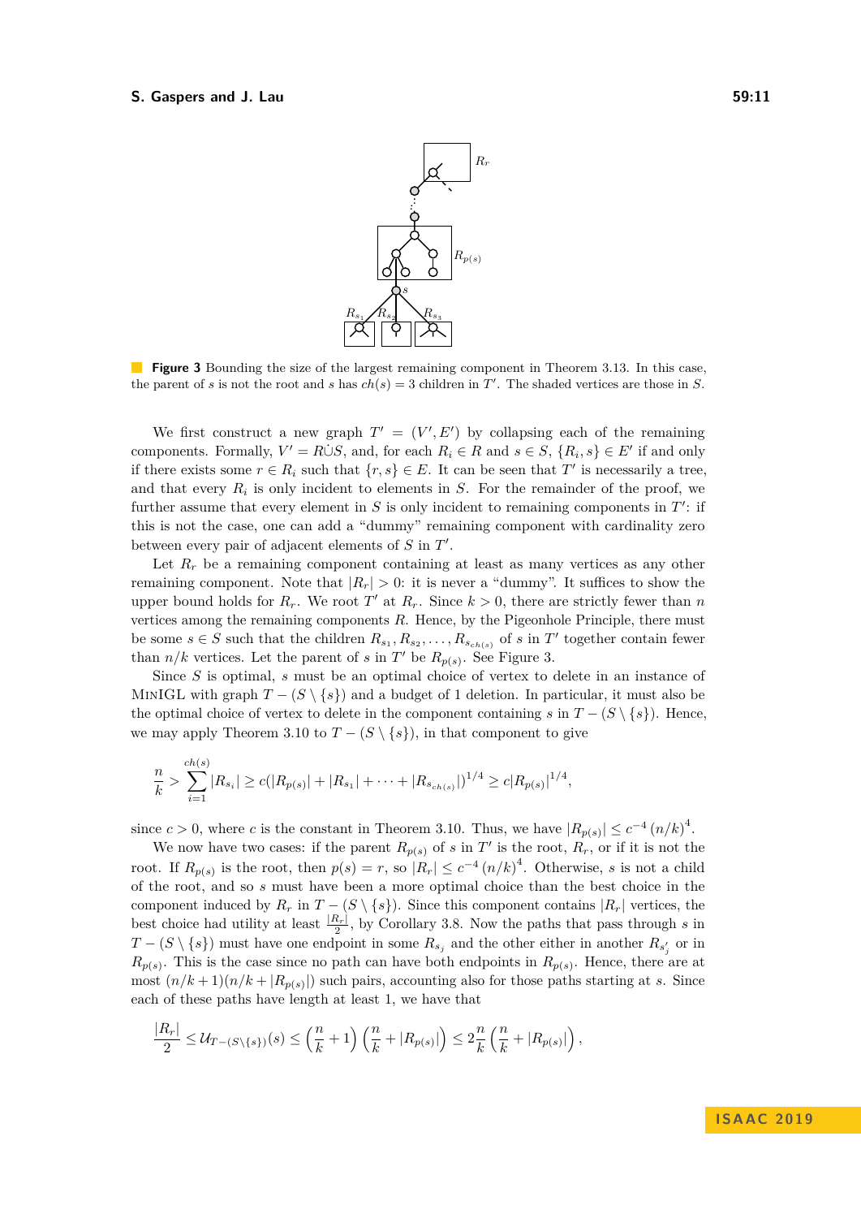**Figure 3** Bounding the size of the largest remaining component in Theorem 3.13. In this case, the parent of $s$ is not the root and $s$ has $ch(s) = 3$ children in $T'$. The shaded vertices are those in $S$.

We first construct a new graph $T' = (V', E')$ by collapsing each of the remaining components. Formally, $V' = R \dot{\cup} S$, and, for each $R_i \in R$ and $s \in S$, $\{R_i, s\} \in E'$ if and only if there exists some $r \in R_i$ such that $\{r, s\} \in E$. It can be seen that $T'$ is necessarily a tree, and that every $R_i$ is only incident to elements in $S$. For the remainder of the proof, we further assume that every element in $S$ is only incident to remaining components in $T'$: if this is not the case, one can add a "dummy" remaining component with cardinality zero between every pair of adjacent elements of $S$ in $T'$.

Let $R_r$ be a remaining component containing at least as many vertices as any other remaining component. Note that $|R_r| > 0$: it is never a "dummy". It suffices to show the upper bound holds for $R_r$. We root $T'$ at $R_r$. Since $k > 0$, there are strictly fewer than $n$ vertices among the remaining components $R$. Hence, by the Pigeonhole Principle, there must be some $s \in S$ such that the children $R_{s_1}, R_{s_2}, \ldots, R_{s_{ch(s)}}$ of $s$ in $T'$ together contain fewer than $n/k$ vertices. Let the parent of $s$ in $T'$ be $R_{p(s)}$. See Figure 3.

Since $S$ is optimal, $s$ must be an optimal choice of vertex to delete in an instance of MinIGL with graph $T - (S \setminus \{s\})$ and a budget of 1 deletion. In particular, it must also be the optimal choice of vertex to delete in the component containing $s$ in $T - (S \setminus \{s\})$. Hence, we may apply Theorem 3.10 to $T - (S \setminus \{s\})$, in that component to give

$$\frac{n}{k} > \sum_{i=1}^{ch(s)} |R_{s_i}| \geq c(|R_{p(s)}| + |R_{s_1}| + \cdots + |R_{s_{ch(s)}}|)^{1/4} \geq c|R_{p(s)}|^{1/4},$$

since $c > 0$, where $c$ is the constant in Theorem 3.10. Thus, we have $|R_{p(s)}| \leq c^{-4} (n/k)^4$.

We now have two cases: if the parent $R_{p(s)}$ of $s$ in $T'$ is the root, $R_r$, or if it is not the root. If $R_{p(s)}$ is the root, then $p(s) = r$, so $|R_r| \leq c^{-4} (n/k)^4$. Otherwise, $s$ is not a child of the root, and so $s$ must have been a more optimal choice than the best choice in the component induced by $R_r$ in $T - (S \setminus \{s\})$. Since this component contains $|R_r|$ vertices, the best choice had utility at least $\frac{|R_r|}{2}$, by Corollary 3.8. Now the paths that pass through $s$ in $T - (S \setminus \{s\})$ must have one endpoint in some $R_{s_j}$ and the other either in another $R_{s'_j}$ or in $R_{p(s)}$. This is the case since no path can have both endpoints in $R_{p(s)}$. Hence, there are at most $(n/k + 1)(n/k + |R_{p(s)}|)$ such pairs, accounting also for those paths starting at $s$. Since each of these paths have length at least 1, we have that

$$\frac{|R_r|}{2} \leq \mathcal{U}_{T-(S\setminus\{s\})}(s) \leq \left(\frac{n}{k} + 1\right)\left(\frac{n}{k} + |R_{p(s)}|\right) \leq 2\frac{n}{k}\left(\frac{n}{k} + |R_{p(s)}|\right),$$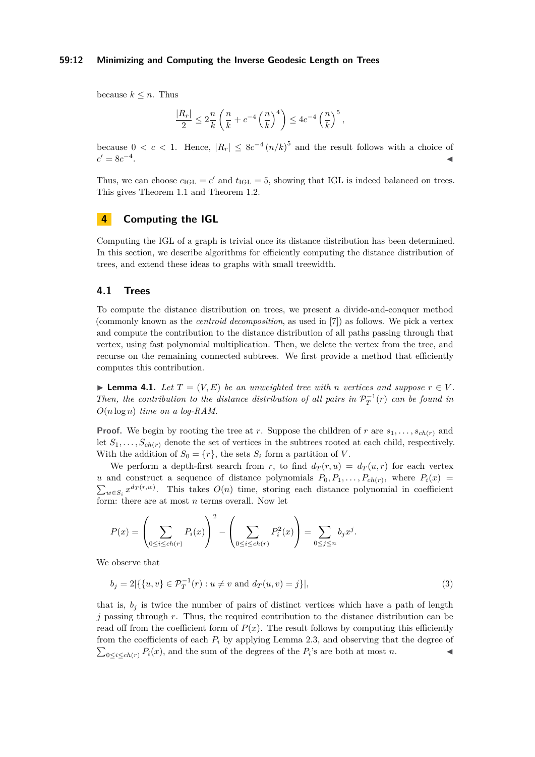because $k \leq n$. Thus

$$\frac{|R_r|}{2} \leq 2\frac{n}{k}\left(\frac{n}{k} + c^{-4}\left(\frac{n}{k}\right)^4\right) \leq 4c^{-4}\left(\frac{n}{k}\right)^5,$$

because $0 < c < 1$. Hence, $|R_r| \leq 8c^{-4}(n/k)^5$ and the result follows with a choice of $c' = 8c^{-4}$. ◀

Thus, we can choose $c_{\mathrm{IGL}} = c'$ and $t_{\mathrm{IGL}} = 5$, showing that IGL is indeed balanced on trees. This gives Theorem 1.1 and Theorem 1.2.

## 4 Computing the IGL

Computing the IGL of a graph is trivial once its distance distribution has been determined. In this section, we describe algorithms for efficiently computing the distance distribution of trees, and extend these ideas to graphs with small treewidth.

### 4.1 Trees

To compute the distance distribution on trees, we present a divide-and-conquer method (commonly known as the *centroid decomposition*, as used in [7]) as follows. We pick a vertex and compute the contribution to the distance distribution of all paths passing through that vertex, using fast polynomial multiplication. Then, we delete the vertex from the tree, and recurse on the remaining connected subtrees. We first provide a method that efficiently computes this contribution.

▶ **Lemma 4.1.** *Let $T = (V, E)$ be an unweighted tree with $n$ vertices and suppose $r \in V$. Then, the contribution to the distance distribution of all pairs in $\mathcal{P}_T^{-1}(r)$ can be found in $O(n \log n)$ time on a log-RAM.*

**Proof.** We begin by rooting the tree at $r$. Suppose the children of $r$ are $s_1, \ldots, s_{ch(r)}$ and let $S_1, \ldots, S_{ch(r)}$ denote the set of vertices in the subtrees rooted at each child, respectively. With the addition of $S_0 = \{r\}$, the sets $S_i$ form a partition of $V$.

We perform a depth-first search from $r$, to find $d_T(r, u) = d_T(u, r)$ for each vertex $u$ and construct a sequence of distance polynomials $P_0, P_1, \ldots, P_{ch(r)}$, where $P_i(x) = \sum_{w \in S_i} x^{d_T(r,w)}$. This takes $O(n)$ time, storing each distance polynomial in coefficient form: there are at most $n$ terms overall. Now let

$$P(x) = \left(\sum_{0 \leq i \leq ch(r)} P_i(x)\right)^2 - \left(\sum_{0 \leq i \leq ch(r)} P_i^2(x)\right) = \sum_{0 \leq j \leq n} b_j x^j.$$

We observe that

$$b_j = 2|\{\{u, v\} \in \mathcal{P}_T^{-1}(r) : u \neq v \text{ and } d_T(u, v) = j\}|, \tag{3}$$

that is, $b_j$ is twice the number of pairs of distinct vertices which have a path of length $j$ passing through $r$. Thus, the required contribution to the distance distribution can be read off from the coefficient form of $P(x)$. The result follows by computing this efficiently from the coefficients of each $P_i$ by applying Lemma 2.3, and observing that the degree of $\sum_{0 \leq i \leq ch(r)} P_i(x)$, and the sum of the degrees of the $P_i$'s are both at most $n$. ◀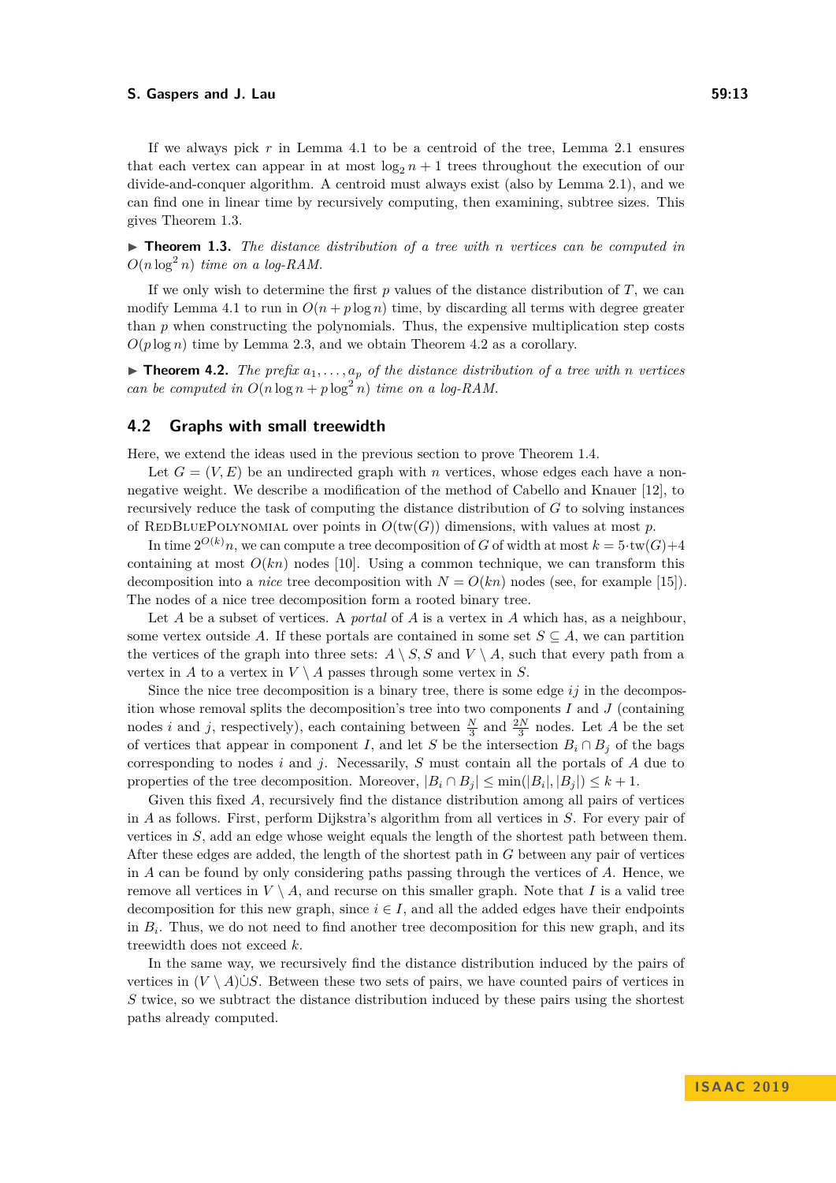If we always pick $r$ in Lemma 4.1 to be a centroid of the tree, Lemma 2.1 ensures that each vertex can appear in at most $\log_2 n + 1$ trees throughout the execution of our divide-and-conquer algorithm. A centroid must always exist (also by Lemma 2.1), and we can find one in linear time by recursively computing, then examining, subtree sizes. This gives Theorem 1.3.

▶ **Theorem 1.3.** *The distance distribution of a tree with $n$ vertices can be computed in $O(n \log^2 n)$ time on a log-RAM.*

If we only wish to determine the first $p$ values of the distance distribution of $T$, we can modify Lemma 4.1 to run in $O(n + p \log n)$ time, by discarding all terms with degree greater than $p$ when constructing the polynomials. Thus, the expensive multiplication step costs $O(p \log n)$ time by Lemma 2.3, and we obtain Theorem 4.2 as a corollary.

▶ **Theorem 4.2.** *The prefix $a_1, \ldots, a_p$ of the distance distribution of a tree with $n$ vertices can be computed in $O(n \log n + p \log^2 n)$ time on a log-RAM.*

## 4.2 Graphs with small treewidth

Here, we extend the ideas used in the previous section to prove Theorem 1.4.

Let $G = (V, E)$ be an undirected graph with $n$ vertices, whose edges each have a non-negative weight. We describe a modification of the method of Cabello and Knauer [12], to recursively reduce the task of computing the distance distribution of $G$ to solving instances of RedBluePolynomial over points in $O(\text{tw}(G))$ dimensions, with values at most $p$.

In time $2^{O(k)}n$, we can compute a tree decomposition of $G$ of width at most $k = 5 \cdot \text{tw}(G) + 4$ containing at most $O(kn)$ nodes [10]. Using a common technique, we can transform this decomposition into a *nice* tree decomposition with $N = O(kn)$ nodes (see, for example [15]). The nodes of a nice tree decomposition form a rooted binary tree.

Let $A$ be a subset of vertices. A *portal* of $A$ is a vertex in $A$ which has, as a neighbour, some vertex outside $A$. If these portals are contained in some set $S \subseteq A$, we can partition the vertices of the graph into three sets: $A \setminus S, S$ and $V \setminus A$, such that every path from a vertex in $A$ to a vertex in $V \setminus A$ passes through some vertex in $S$.

Since the nice tree decomposition is a binary tree, there is some edge $ij$ in the decomposition whose removal splits the decomposition's tree into two components $I$ and $J$ (containing nodes $i$ and $j$, respectively), each containing between $\frac{N}{3}$ and $\frac{2N}{3}$ nodes. Let $A$ be the set of vertices that appear in component $I$, and let $S$ be the intersection $B_i \cap B_j$ of the bags corresponding to nodes $i$ and $j$. Necessarily, $S$ must contain all the portals of $A$ due to properties of the tree decomposition. Moreover, $|B_i \cap B_j| \leq \min(|B_i|, |B_j|) \leq k + 1$.

Given this fixed $A$, recursively find the distance distribution among all pairs of vertices in $A$ as follows. First, perform Dijkstra's algorithm from all vertices in $S$. For every pair of vertices in $S$, add an edge whose weight equals the length of the shortest path between them. After these edges are added, the length of the shortest path in $G$ between any pair of vertices in $A$ can be found by only considering paths passing through the vertices of $A$. Hence, we remove all vertices in $V \setminus A$, and recurse on this smaller graph. Note that $I$ is a valid tree decomposition for this new graph, since $i \in I$, and all the added edges have their endpoints in $B_i$. Thus, we do not need to find another tree decomposition for this new graph, and its treewidth does not exceed $k$.

In the same way, we recursively find the distance distribution induced by the pairs of vertices in $(V \setminus A) \dot\cup S$. Between these two sets of pairs, we have counted pairs of vertices in $S$ twice, so we subtract the distance distribution induced by these pairs using the shortest paths already computed.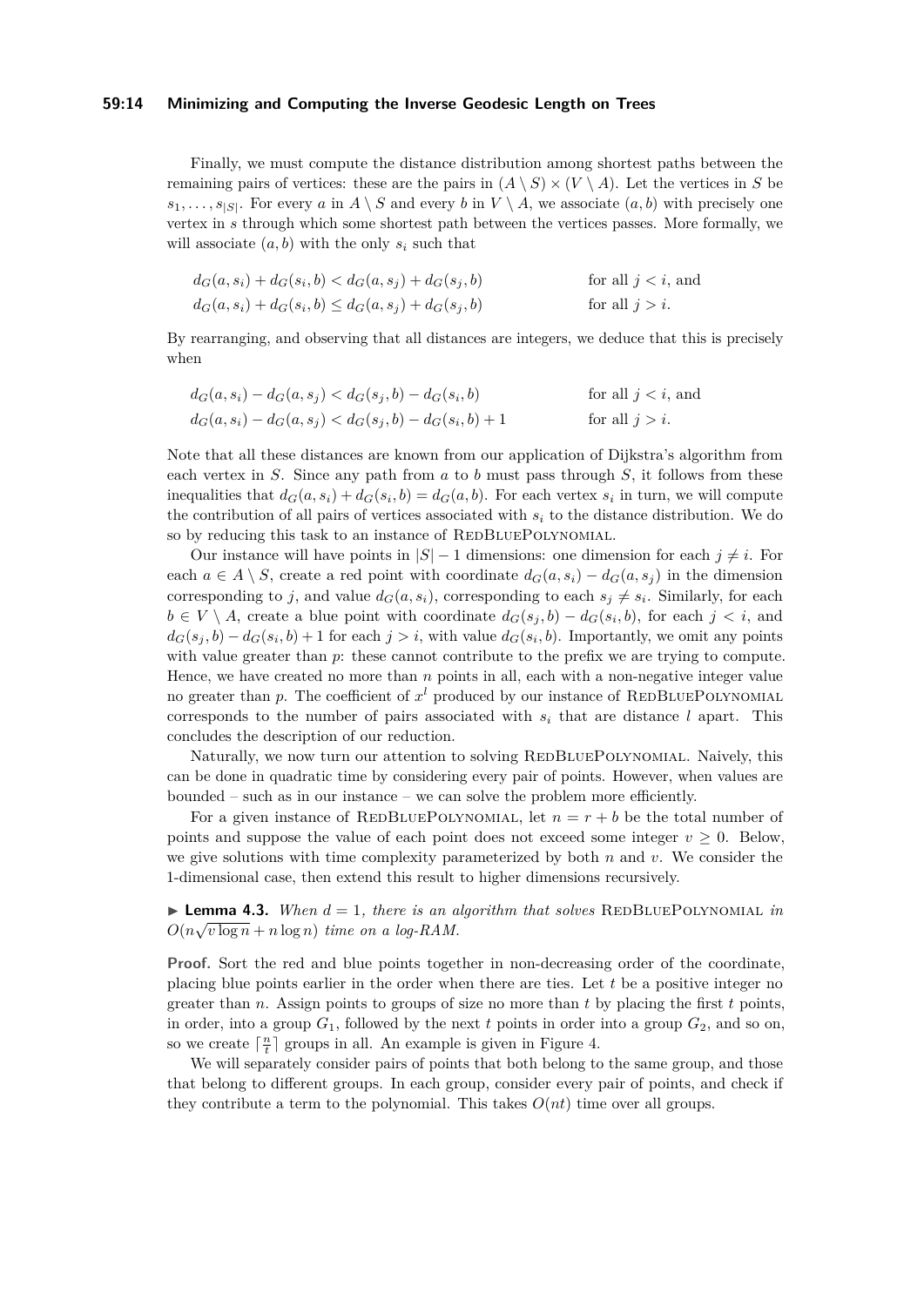Finally, we must compute the distance distribution among shortest paths between the remaining pairs of vertices: these are the pairs in $(A \setminus S) \times (V \setminus A)$. Let the vertices in $S$ be $s_1, \ldots, s_{|S|}$. For every $a$ in $A \setminus S$ and every $b$ in $V \setminus A$, we associate $(a, b)$ with precisely one vertex in $s$ through which some shortest path between the vertices passes. More formally, we will associate $(a, b)$ with the only $s_i$ such that

$$
\begin{aligned}
d_G(a, s_i) + d_G(s_i, b) &< d_G(a, s_j) + d_G(s_j, b) && \text{for all } j < i, \text{ and} \\
d_G(a, s_i) + d_G(s_i, b) &\leq d_G(a, s_j) + d_G(s_j, b) && \text{for all } j > i.
\end{aligned}
$$

By rearranging, and observing that all distances are integers, we deduce that this is precisely when

$$
\begin{aligned}
d_G(a, s_i) - d_G(a, s_j) &< d_G(s_j, b) - d_G(s_i, b) && \text{for all } j < i, \text{ and} \\
d_G(a, s_i) - d_G(a, s_j) &< d_G(s_j, b) - d_G(s_i, b) + 1 && \text{for all } j > i.
\end{aligned}
$$

Note that all these distances are known from our application of Dijkstra's algorithm from each vertex in $S$. Since any path from $a$ to $b$ must pass through $S$, it follows from these inequalities that $d_G(a, s_i) + d_G(s_i, b) = d_G(a, b)$. For each vertex $s_i$ in turn, we will compute the contribution of all pairs of vertices associated with $s_i$ to the distance distribution. We do so by reducing this task to an instance of RedBluePolynomial.

Our instance will have points in $|S| - 1$ dimensions: one dimension for each $j \neq i$. For each $a \in A \setminus S$, create a red point with coordinate $d_G(a, s_i) - d_G(a, s_j)$ in the dimension corresponding to $j$, and value $d_G(a, s_i)$, corresponding to each $s_j \neq s_i$. Similarly, for each $b \in V \setminus A$, create a blue point with coordinate $d_G(s_j, b) - d_G(s_i, b)$, for each $j < i$, and $d_G(s_j, b) - d_G(s_i, b) + 1$ for each $j > i$, with value $d_G(s_i, b)$. Importantly, we omit any points with value greater than $p$: these cannot contribute to the prefix we are trying to compute. Hence, we have created no more than $n$ points in all, each with a non-negative integer value no greater than $p$. The coefficient of $x^l$ produced by our instance of RedBluePolynomial corresponds to the number of pairs associated with $s_i$ that are distance $l$ apart. This concludes the description of our reduction.

Naturally, we now turn our attention to solving RedBluePolynomial. Naively, this can be done in quadratic time by considering every pair of points. However, when values are bounded – such as in our instance – we can solve the problem more efficiently.

For a given instance of RedBluePolynomial, let $n = r + b$ be the total number of points and suppose the value of each point does not exceed some integer $v \geq 0$. Below, we give solutions with time complexity parameterized by both $n$ and $v$. We consider the 1-dimensional case, then extend this result to higher dimensions recursively.

▶ **Lemma 4.3.** *When $d = 1$, there is an algorithm that solves* RedBluePolynomial *in $O(n\sqrt{v \log n} + n \log n)$ time on a log-RAM.*

**Proof.** Sort the red and blue points together in non-decreasing order of the coordinate, placing blue points earlier in the order when there are ties. Let $t$ be a positive integer no greater than $n$. Assign points to groups of size no more than $t$ by placing the first $t$ points, in order, into a group $G_1$, followed by the next $t$ points in order into a group $G_2$, and so on, so we create $\lceil \frac{n}{t} \rceil$ groups in all. An example is given in Figure 4.

We will separately consider pairs of points that both belong to the same group, and those that belong to different groups. In each group, consider every pair of points, and check if they contribute a term to the polynomial. This takes $O(nt)$ time over all groups.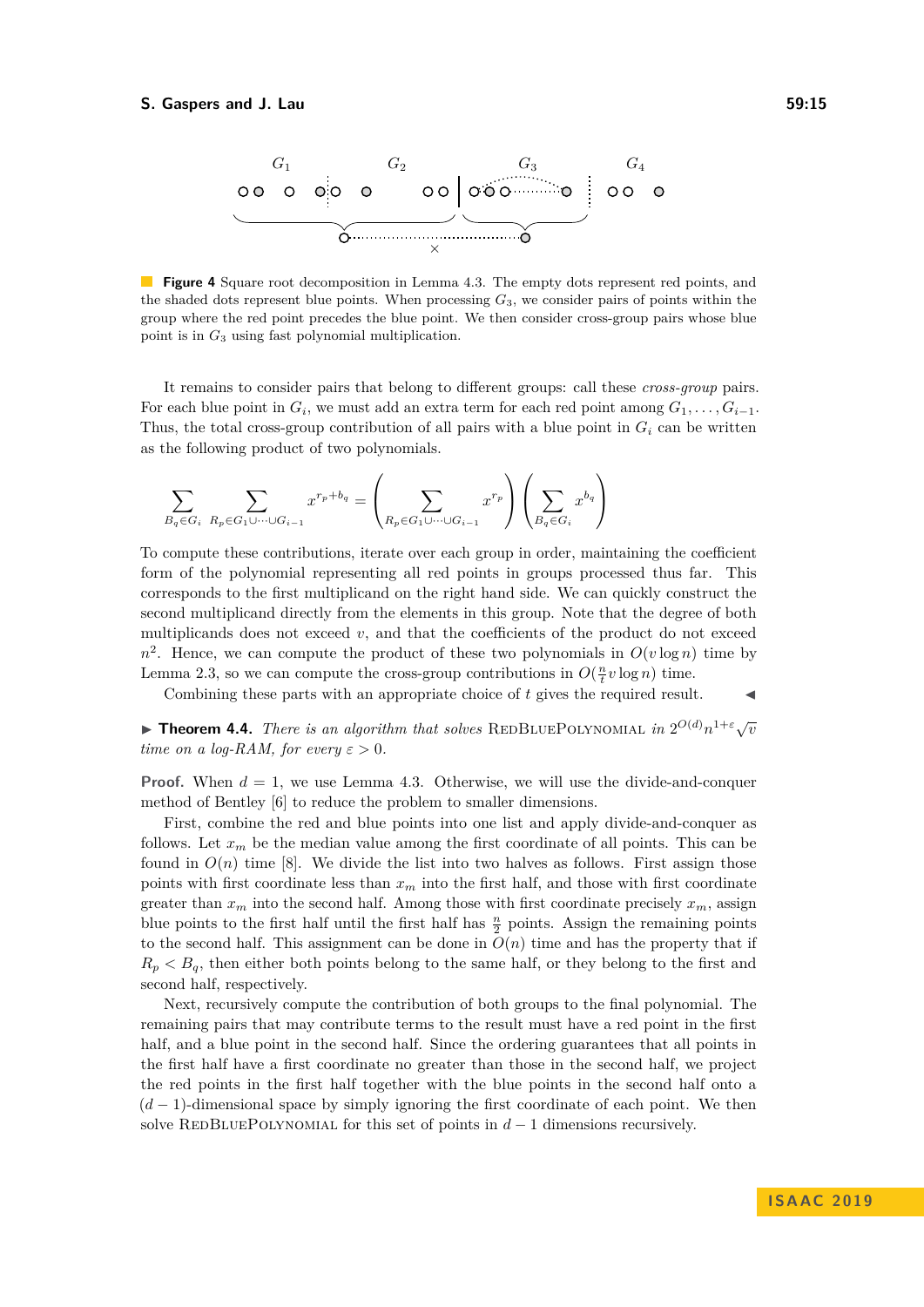**Figure 4** Square root decomposition in Lemma 4.3. The empty dots represent red points, and the shaded dots represent blue points. When processing $G_3$, we consider pairs of points within the group where the red point precedes the blue point. We then consider cross-group pairs whose blue point is in $G_3$ using fast polynomial multiplication.

It remains to consider pairs that belong to different groups: call these *cross-group* pairs. For each blue point in $G_i$, we must add an extra term for each red point among $G_1, \ldots, G_{i-1}$. Thus, the total cross-group contribution of all pairs with a blue point in $G_i$ can be written as the following product of two polynomials.

$$\sum_{B_q \in G_i} \sum_{R_p \in G_1 \cup \cdots \cup G_{i-1}} x^{r_p + b_q} = \left( \sum_{R_p \in G_1 \cup \cdots \cup G_{i-1}} x^{r_p} \right) \left( \sum_{B_q \in G_i} x^{b_q} \right)$$

To compute these contributions, iterate over each group in order, maintaining the coefficient form of the polynomial representing all red points in groups processed thus far. This corresponds to the first multiplicand on the right hand side. We can quickly construct the second multiplicand directly from the elements in this group. Note that the degree of both multiplicands does not exceed $v$, and that the coefficients of the product do not exceed $n^2$. Hence, we can compute the product of these two polynomials in $O(v \log n)$ time by Lemma 2.3, so we can compute the cross-group contributions in $O(\frac{n}{t} v \log n)$ time.

Combining these parts with an appropriate choice of $t$ gives the required result. ◀

▶ **Theorem 4.4.** *There is an algorithm that solves* RedBluePolynomial *in* $2^{O(d)} n^{1+\varepsilon} \sqrt{v}$ *time on a log-RAM, for every* $\varepsilon > 0$.

**Proof.** When $d = 1$, we use Lemma 4.3. Otherwise, we will use the divide-and-conquer method of Bentley [6] to reduce the problem to smaller dimensions.

First, combine the red and blue points into one list and apply divide-and-conquer as follows. Let $x_m$ be the median value among the first coordinate of all points. This can be found in $O(n)$ time [8]. We divide the list into two halves as follows. First assign those points with first coordinate less than $x_m$ into the first half, and those with first coordinate greater than $x_m$ into the second half. Among those with first coordinate precisely $x_m$, assign blue points to the first half until the first half has $\frac{n}{2}$ points. Assign the remaining points to the second half. This assignment can be done in $O(n)$ time and has the property that if $R_p < B_q$, then either both points belong to the same half, or they belong to the first and second half, respectively.

Next, recursively compute the contribution of both groups to the final polynomial. The remaining pairs that may contribute terms to the result must have a red point in the first half, and a blue point in the second half. Since the ordering guarantees that all points in the first half have a first coordinate no greater than those in the second half, we project the red points in the first half together with the blue points in the second half onto a $(d-1)$-dimensional space by simply ignoring the first coordinate of each point. We then solve RedBluePolynomial for this set of points in $d-1$ dimensions recursively.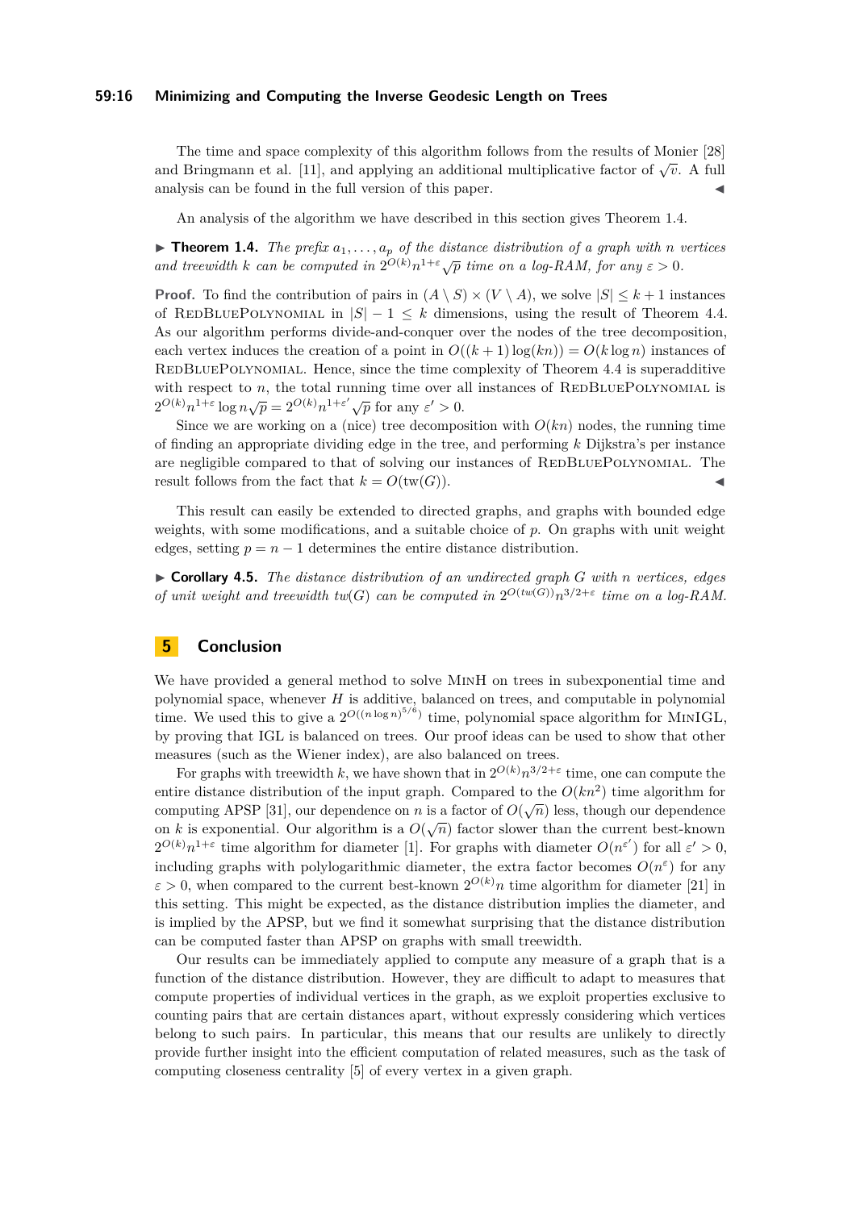The time and space complexity of this algorithm follows from the results of Monier [28] and Bringmann et al. [11], and applying an additional multiplicative factor of $\sqrt{v}$. A full analysis can be found in the full version of this paper. ◀

An analysis of the algorithm we have described in this section gives Theorem 1.4.

▶ **Theorem 1.4.** *The prefix $a_1, \ldots, a_p$ of the distance distribution of a graph with $n$ vertices and treewidth $k$ can be computed in $2^{O(k)} n^{1+\varepsilon} \sqrt{p}$ time on a log-RAM, for any $\varepsilon > 0$.*

**Proof.** To find the contribution of pairs in $(A \setminus S) \times (V \setminus A)$, we solve $|S| \leq k+1$ instances of RedBluePolynomial in $|S| - 1 \leq k$ dimensions, using the result of Theorem 4.4. As our algorithm performs divide-and-conquer over the nodes of the tree decomposition, each vertex induces the creation of a point in $O((k+1)\log(kn)) = O(k \log n)$ instances of RedBluePolynomial. Hence, since the time complexity of Theorem 4.4 is superadditive with respect to $n$, the total running time over all instances of RedBluePolynomial is $2^{O(k)} n^{1+\varepsilon} \log n \sqrt{p} = 2^{O(k)} n^{1+\varepsilon'} \sqrt{p}$ for any $\varepsilon' > 0$.

Since we are working on a (nice) tree decomposition with $O(kn)$ nodes, the running time of finding an appropriate dividing edge in the tree, and performing $k$ Dijkstra's per instance are negligible compared to that of solving our instances of RedBluePolynomial. The result follows from the fact that $k = O(\text{tw}(G))$. ◀

This result can easily be extended to directed graphs, and graphs with bounded edge weights, with some modifications, and a suitable choice of $p$. On graphs with unit weight edges, setting $p = n - 1$ determines the entire distance distribution.

▶ **Corollary 4.5.** *The distance distribution of an undirected graph $G$ with $n$ vertices, edges of unit weight and treewidth $tw(G)$ can be computed in $2^{O(tw(G))} n^{3/2+\varepsilon}$ time on a log-RAM.*

# 5 Conclusion

We have provided a general method to solve MinH on trees in subexponential time and polynomial space, whenever $H$ is additive, balanced on trees, and computable in polynomial time. We used this to give a $2^{O((n \log n)^{5/6})}$ time, polynomial space algorithm for MinIGL, by proving that IGL is balanced on trees. Our proof ideas can be used to show that other measures (such as the Wiener index), are also balanced on trees.

For graphs with treewidth $k$, we have shown that in $2^{O(k)} n^{3/2+\varepsilon}$ time, one can compute the entire distance distribution of the input graph. Compared to the $O(kn^2)$ time algorithm for computing APSP [31], our dependence on $n$ is a factor of $O(\sqrt{n})$ less, though our dependence on $k$ is exponential. Our algorithm is a $O(\sqrt{n})$ factor slower than the current best-known $2^{O(k)} n^{1+\varepsilon}$ time algorithm for diameter [1]. For graphs with diameter $O(n^{\varepsilon'})$ for all $\varepsilon' > 0$, including graphs with polylogarithmic diameter, the extra factor becomes $O(n^{\varepsilon})$ for any $\varepsilon > 0$, when compared to the current best-known $2^{O(k)} n$ time algorithm for diameter [21] in this setting. This might be expected, as the distance distribution implies the diameter, and is implied by the APSP, but we find it somewhat surprising that the distance distribution can be computed faster than APSP on graphs with small treewidth.

Our results can be immediately applied to compute any measure of a graph that is a function of the distance distribution. However, they are difficult to adapt to measures that compute properties of individual vertices in the graph, as we exploit properties exclusive to counting pairs that are certain distances apart, without expressly considering which vertices belong to such pairs. In particular, this means that our results are unlikely to directly provide further insight into the efficient computation of related measures, such as the task of computing closeness centrality [5] of every vertex in a given graph.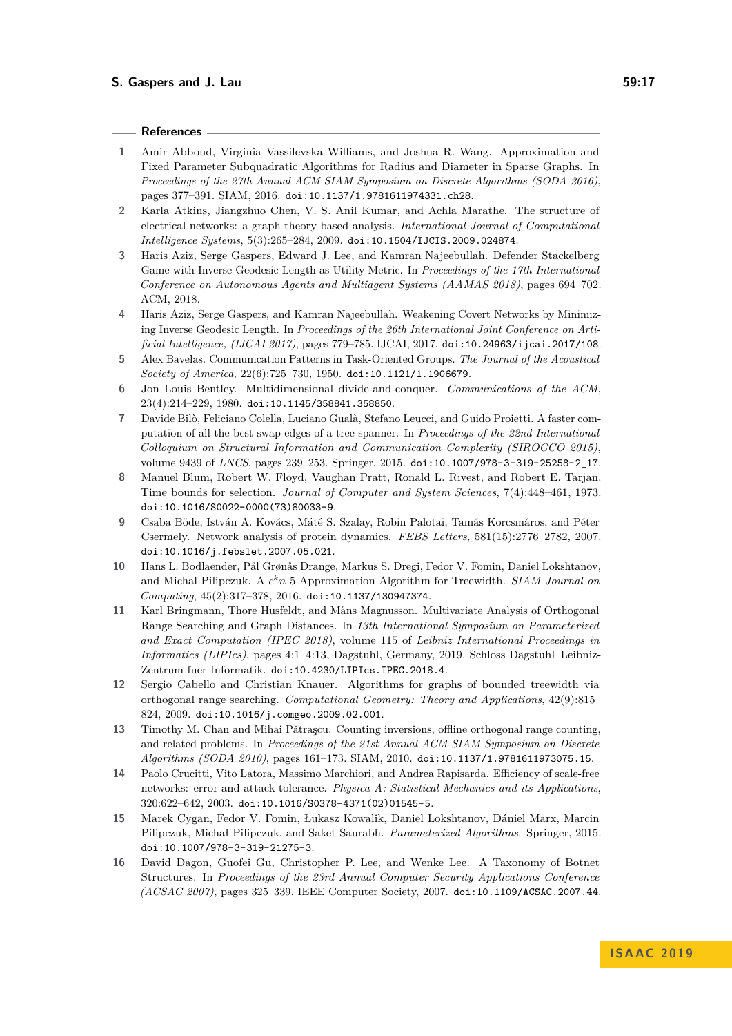## References

1. Amir Abboud, Virginia Vassilevska Williams, and Joshua R. Wang. Approximation and Fixed Parameter Subquadratic Algorithms for Radius and Diameter in Sparse Graphs. In *Proceedings of the 27th Annual ACM-SIAM Symposium on Discrete Algorithms (SODA 2016)*, pages 377–391. SIAM, 2016. doi:10.1137/1.9781611974331.ch28.
2. Karla Atkins, Jiangzhuo Chen, V. S. Anil Kumar, and Achla Marathe. The structure of electrical networks: a graph theory based analysis. *International Journal of Computational Intelligence Systems*, 5(3):265–284, 2009. doi:10.1504/IJCIS.2009.024874.
3. Haris Aziz, Serge Gaspers, Edward J. Lee, and Kamran Najeebullah. Defender Stackelberg Game with Inverse Geodesic Length as Utility Metric. In *Proceedings of the 17th International Conference on Autonomous Agents and Multiagent Systems (AAMAS 2018)*, pages 694–702. ACM, 2018.
4. Haris Aziz, Serge Gaspers, and Kamran Najeebullah. Weakening Covert Networks by Minimizing Inverse Geodesic Length. In *Proceedings of the 26th International Joint Conference on Artificial Intelligence, (IJCAI 2017)*, pages 779–785. IJCAI, 2017. doi:10.24963/ijcai.2017/108.
5. Alex Bavelas. Communication Patterns in Task-Oriented Groups. *The Journal of the Acoustical Society of America*, 22(6):725–730, 1950. doi:10.1121/1.1906679.
6. Jon Louis Bentley. Multidimensional divide-and-conquer. *Communications of the ACM*, 23(4):214–229, 1980. doi:10.1145/358841.358850.
7. Davide Bilò, Feliciano Colella, Luciano Gualà, Stefano Leucci, and Guido Proietti. A faster computation of all the best swap edges of a tree spanner. In *Proceedings of the 22nd International Colloquium on Structural Information and Communication Complexity (SIROCCO 2015)*, volume 9439 of *LNCS*, pages 239–253. Springer, 2015. doi:10.1007/978-3-319-25258-2_17.
8. Manuel Blum, Robert W. Floyd, Vaughan Pratt, Ronald L. Rivest, and Robert E. Tarjan. Time bounds for selection. *Journal of Computer and System Sciences*, 7(4):448–461, 1973. doi:10.1016/S0022-0000(73)80033-9.
9. Csaba Böde, István A. Kovács, Máté S. Szalay, Robin Palotai, Tamás Korcsmáros, and Péter Csermely. Network analysis of protein dynamics. *FEBS Letters*, 581(15):2776–2782, 2007. doi:10.1016/j.febslet.2007.05.021.
10. Hans L. Bodlaender, Pål Grønås Drange, Markus S. Dregi, Fedor V. Fomin, Daniel Lokshtanov, and Michal Pilipczuk. A $c^k n$ 5-Approximation Algorithm for Treewidth. *SIAM Journal on Computing*, 45(2):317–378, 2016. doi:10.1137/130947374.
11. Karl Bringmann, Thore Husfeldt, and Måns Magnusson. Multivariate Analysis of Orthogonal Range Searching and Graph Distances. In *13th International Symposium on Parameterized and Exact Computation (IPEC 2018)*, volume 115 of *Leibniz International Proceedings in Informatics (LIPIcs)*, pages 4:1–4:13, Dagstuhl, Germany, 2019. Schloss Dagstuhl–Leibniz-Zentrum fuer Informatik. doi:10.4230/LIPIcs.IPEC.2018.4.
12. Sergio Cabello and Christian Knauer. Algorithms for graphs of bounded treewidth via orthogonal range searching. *Computational Geometry: Theory and Applications*, 42(9):815–824, 2009. doi:10.1016/j.comgeo.2009.02.001.
13. Timothy M. Chan and Mihai Pătraşcu. Counting inversions, offline orthogonal range counting, and related problems. In *Proceedings of the 21st Annual ACM-SIAM Symposium on Discrete Algorithms (SODA 2010)*, pages 161–173. SIAM, 2010. doi:10.1137/1.9781611973075.15.
14. Paolo Crucitti, Vito Latora, Massimo Marchiori, and Andrea Rapisarda. Efficiency of scale-free networks: error and attack tolerance. *Physica A: Statistical Mechanics and its Applications*, 320:622–642, 2003. doi:10.1016/S0378-4371(02)01545-5.
15. Marek Cygan, Fedor V. Fomin, Łukasz Kowalik, Daniel Lokshtanov, Dániel Marx, Marcin Pilipczuk, Michał Pilipczuk, and Saket Saurabh. *Parameterized Algorithms*. Springer, 2015. doi:10.1007/978-3-319-21275-3.
16. David Dagon, Guofei Gu, Christopher P. Lee, and Wenke Lee. A Taxonomy of Botnet Structures. In *Proceedings of the 23rd Annual Computer Security Applications Conference (ACSAC 2007)*, pages 325–339. IEEE Computer Society, 2007. doi:10.1109/ACSAC.2007.44.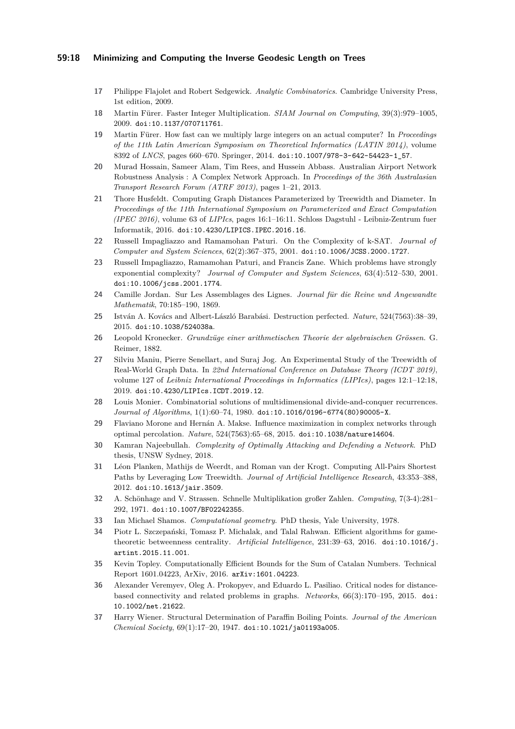17 Philippe Flajolet and Robert Sedgewick. *Analytic Combinatorics*. Cambridge University Press, 1st edition, 2009.

18 Martin Fürer. Faster Integer Multiplication. *SIAM Journal on Computing*, 39(3):979–1005, 2009. doi:10.1137/070711761.

19 Martin Fürer. How fast can we multiply large integers on an actual computer? In *Proceedings of the 11th Latin American Symposium on Theoretical Informatics (LATIN 2014)*, volume 8392 of *LNCS*, pages 660–670. Springer, 2014. doi:10.1007/978-3-642-54423-1_57.

20 Murad Hossain, Sameer Alam, Tim Rees, and Hussein Abbass. Australian Airport Network Robustness Analysis : A Complex Network Approach. In *Proceedings of the 36th Australasian Transport Research Forum (ATRF 2013)*, pages 1–21, 2013.

21 Thore Husfeldt. Computing Graph Distances Parameterized by Treewidth and Diameter. In *Proceedings of the 11th International Symposium on Parameterized and Exact Computation (IPEC 2016)*, volume 63 of *LIPIcs*, pages 16:1–16:11. Schloss Dagstuhl - Leibniz-Zentrum fuer Informatik, 2016. doi:10.4230/LIPICS.IPEC.2016.16.

22 Russell Impagliazzo and Ramamohan Paturi. On the Complexity of k-SAT. *Journal of Computer and System Sciences*, 62(2):367–375, 2001. doi:10.1006/JCSS.2000.1727.

23 Russell Impagliazzo, Ramamohan Paturi, and Francis Zane. Which problems have strongly exponential complexity? *Journal of Computer and System Sciences*, 63(4):512–530, 2001. doi:10.1006/jcss.2001.1774.

24 Camille Jordan. Sur Les Assemblages des Lignes. *Journal für die Reine und Angewandte Mathematik*, 70:185–190, 1869.

25 István A. Kovács and Albert-László Barabási. Destruction perfected. *Nature*, 524(7563):38–39, 2015. doi:10.1038/524038a.

26 Leopold Kronecker. *Grundzüge einer arithmetischen Theorie der algebraischen Grössen*. G. Reimer, 1882.

27 Silviu Maniu, Pierre Senellart, and Suraj Jog. An Experimental Study of the Treewidth of Real-World Graph Data. In *22nd International Conference on Database Theory (ICDT 2019)*, volume 127 of *Leibniz International Proceedings in Informatics (LIPIcs)*, pages 12:1–12:18, 2019. doi:10.4230/LIPIcs.ICDT.2019.12.

28 Louis Monier. Combinatorial solutions of multidimensional divide-and-conquer recurrences. *Journal of Algorithms*, 1(1):60–74, 1980. doi:10.1016/0196-6774(80)90005-X.

29 Flaviano Morone and Hernán A. Makse. Influence maximization in complex networks through optimal percolation. *Nature*, 524(7563):65–68, 2015. doi:10.1038/nature14604.

30 Kamran Najeebullah. *Complexity of Optimally Attacking and Defending a Network*. PhD thesis, UNSW Sydney, 2018.

31 Léon Planken, Mathijs de Weerdt, and Roman van der Krogt. Computing All-Pairs Shortest Paths by Leveraging Low Treewidth. *Journal of Artificial Intelligence Research*, 43:353–388, 2012. doi:10.1613/jair.3509.

32 A. Schönhage and V. Strassen. Schnelle Multiplikation großer Zahlen. *Computing*, 7(3-4):281–292, 1971. doi:10.1007/BF02242355.

33 Ian Michael Shamos. *Computational geometry*. PhD thesis, Yale University, 1978.

34 Piotr L. Szczepański, Tomasz P. Michalak, and Talal Rahwan. Efficient algorithms for game-theoretic betweenness centrality. *Artificial Intelligence*, 231:39–63, 2016. doi:10.1016/j.artint.2015.11.001.

35 Kevin Topley. Computationally Efficient Bounds for the Sum of Catalan Numbers. Technical Report 1601.04223, ArXiv, 2016. arXiv:1601.04223.

36 Alexander Veremyev, Oleg A. Prokopyev, and Eduardo L. Pasiliao. Critical nodes for distance-based connectivity and related problems in graphs. *Networks*, 66(3):170–195, 2015. doi:10.1002/net.21622.

37 Harry Wiener. Structural Determination of Paraffin Boiling Points. *Journal of the American Chemical Society*, 69(1):17–20, 1947. doi:10.1021/ja01193a005.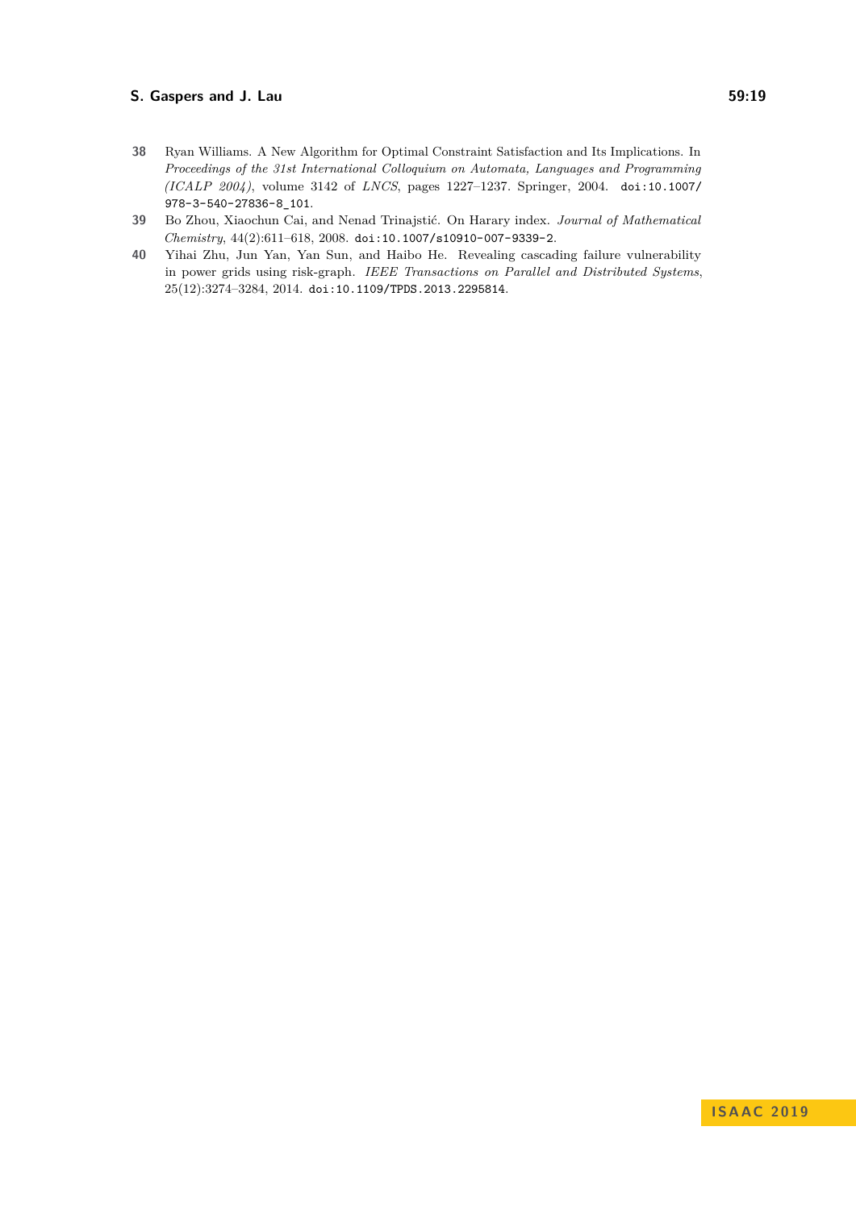38 Ryan Williams. A New Algorithm for Optimal Constraint Satisfaction and Its Implications. In *Proceedings of the 31st International Colloquium on Automata, Languages and Programming (ICALP 2004)*, volume 3142 of *LNCS*, pages 1227–1237. Springer, 2004. doi:10.1007/978-3-540-27836-8_101.

39 Bo Zhou, Xiaochun Cai, and Nenad Trinajstić. On Harary index. *Journal of Mathematical Chemistry*, 44(2):611–618, 2008. doi:10.1007/s10910-007-9339-2.

40 Yihai Zhu, Jun Yan, Yan Sun, and Haibo He. Revealing cascading failure vulnerability in power grids using risk-graph. *IEEE Transactions on Parallel and Distributed Systems*, 25(12):3274–3284, 2014. doi:10.1109/TPDS.2013.2295814.